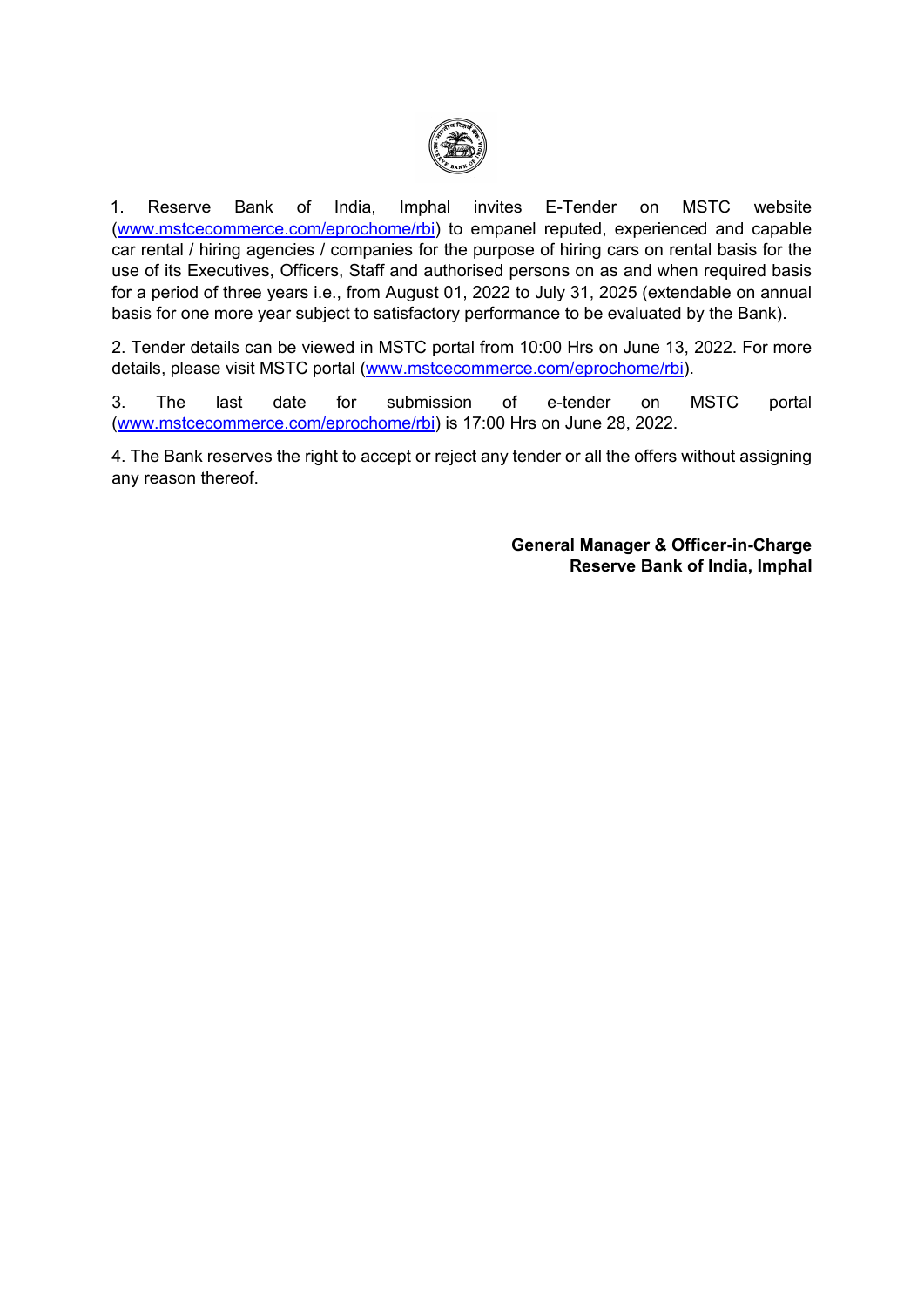1. Reserve Bank of India, Imphal invites E-Tender on MSTC website (www.mstcecommerce.com/eprochome/rbi) to empanel reputed, experienced and capable car rental / hiring agencies / companies for the purpose of hiring cars on rental basis for the use of its Executives, Officers, Staff and authorised persons on as and when required basis for a period of three years i.e., from August 01, 2022 to July 31, 2025 (extendable on annual basis for one more year subject to satisfactory performance to be evaluated by the Bank).

2. Tender details can be viewed in MSTC portal from 10:00 Hrs on June 13, 2022. For more details, please visit MSTC portal (www.mstcecommerce.com/eprochome/rbi).

3. The last date for submission of e-tender on MSTC portal (www.mstcecommerce.com/eprochome/rbi) is 17:00 Hrs on June 28, 2022.

4. The Bank reserves the right to accept or reject any tender or all the offers without assigning any reason thereof.

**General Manager & Officer-in-Charge**
**Reserve Bank of India, Imphal**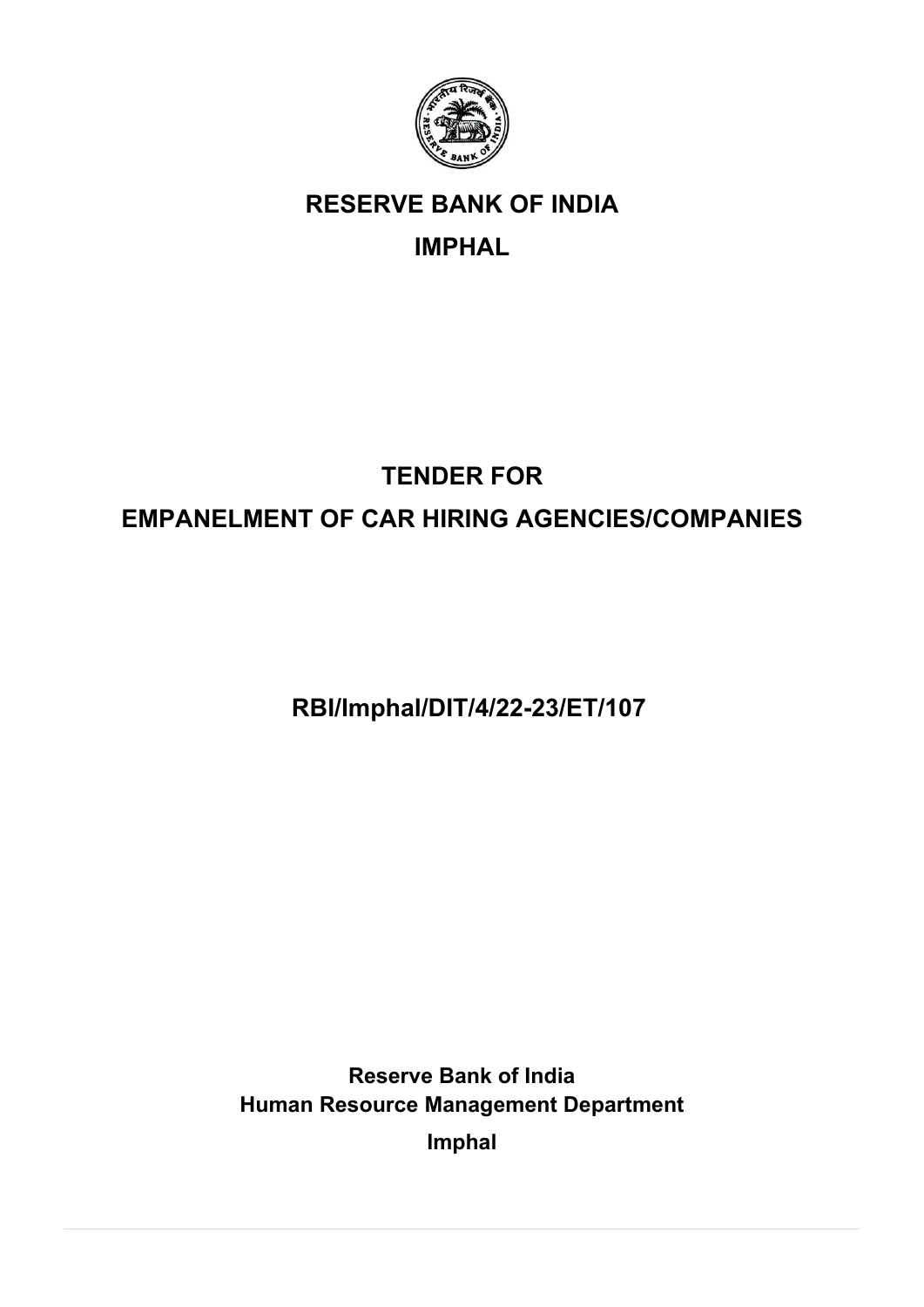# RESERVE BANK OF INDIA

# IMPHAL

# TENDER FOR

# EMPANELMENT OF CAR HIRING AGENCIES/COMPANIES

## RBI/Imphal/DIT/4/22-23/ET/107

**Reserve Bank of India**
**Human Resource Management Department**
**Imphal**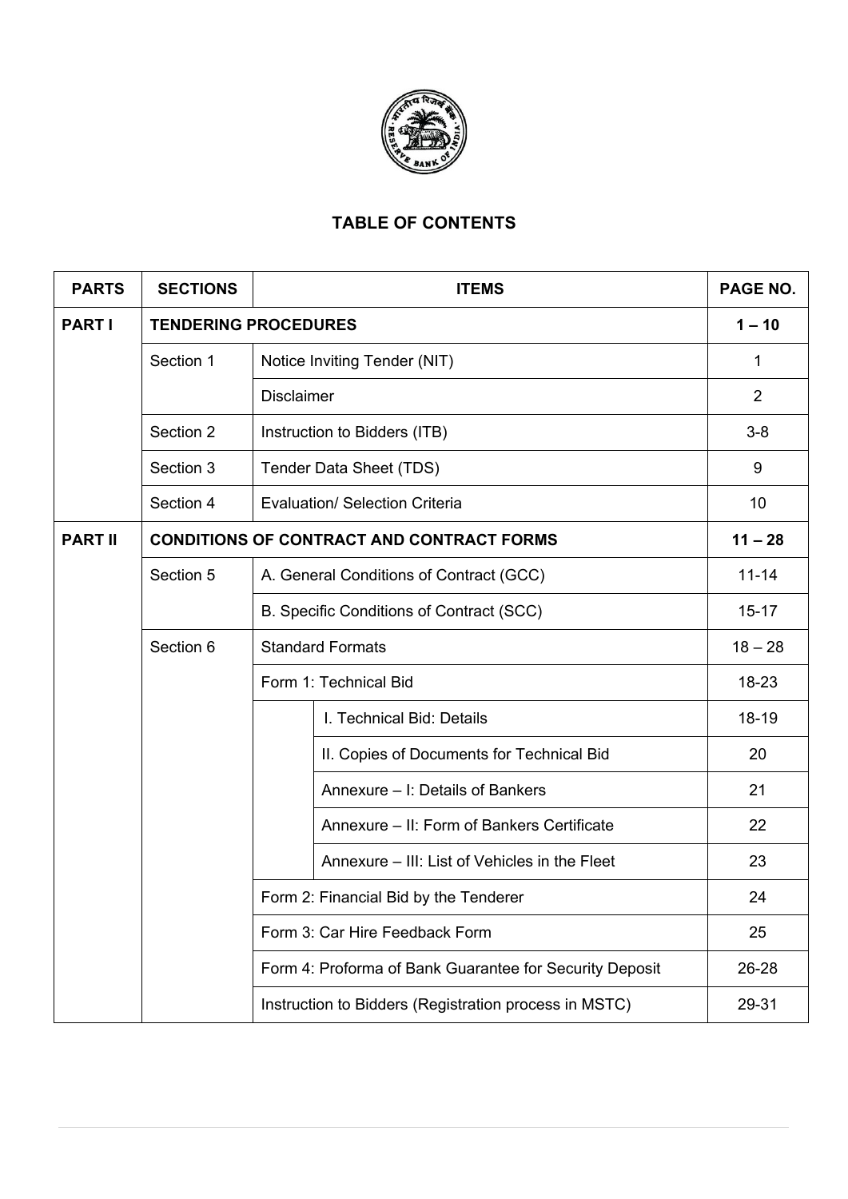## TABLE OF CONTENTS

| PARTS | SECTIONS | ITEMS | | PAGE NO. |
|---|---|---|---|---|
| **PART I** | **TENDERING PROCEDURES** | | | **1 – 10** |
| | Section 1 | Notice Inviting Tender (NIT) | | 1 |
| | | Disclaimer | | 2 |
| | Section 2 | Instruction to Bidders (ITB) | | 3-8 |
| | Section 3 | Tender Data Sheet (TDS) | | 9 |
| | Section 4 | Evaluation/ Selection Criteria | | 10 |
| **PART II** | **CONDITIONS OF CONTRACT AND CONTRACT FORMS** | | | **11 – 28** |
| | Section 5 | A. General Conditions of Contract (GCC) | | 11-14 |
| | | B. Specific Conditions of Contract (SCC) | | 15-17 |
| | Section 6 | Standard Formats | | 18 – 28 |
| | | Form 1: Technical Bid | | 18-23 |
| | | | I. Technical Bid: Details | 18-19 |
| | | | II. Copies of Documents for Technical Bid | 20 |
| | | | Annexure – I: Details of Bankers | 21 |
| | | | Annexure – II: Form of Bankers Certificate | 22 |
| | | | Annexure – III: List of Vehicles in the Fleet | 23 |
| | | Form 2: Financial Bid by the Tenderer | | 24 |
| | | Form 3: Car Hire Feedback Form | | 25 |
| | | Form 4: Proforma of Bank Guarantee for Security Deposit | | 26-28 |
| | | Instruction to Bidders (Registration process in MSTC) | | 29-31 |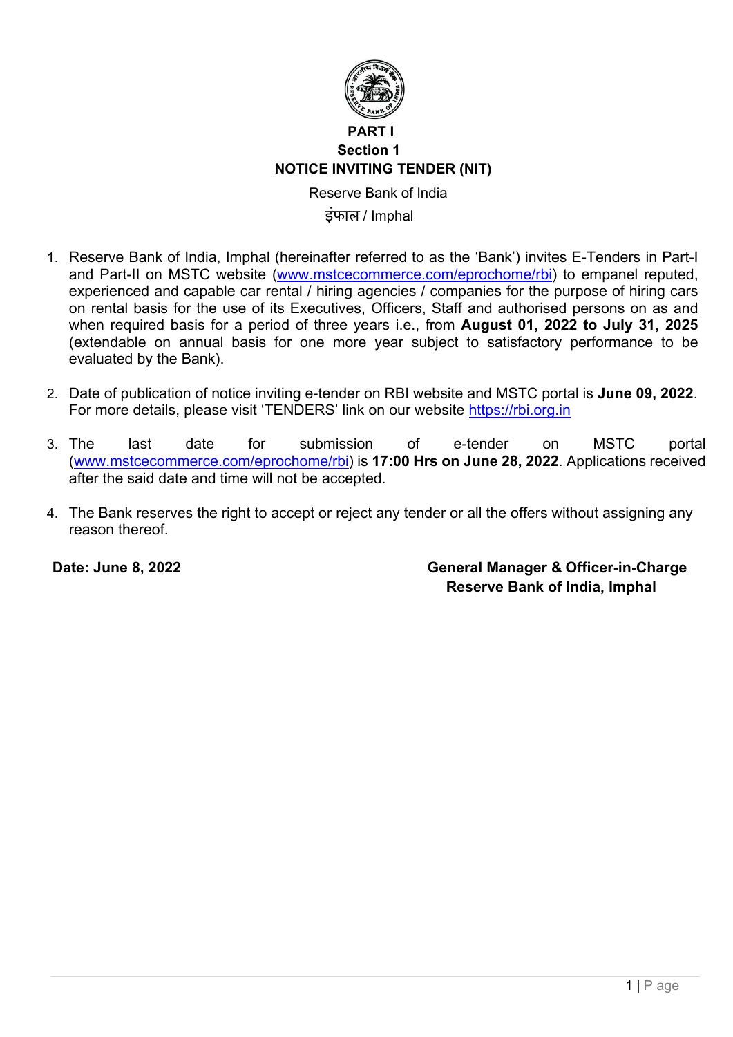**PART I**

**Section 1**

# NOTICE INVITING TENDER (NIT)

Reserve Bank of India

इंफाल / Imphal

1. Reserve Bank of India, Imphal (hereinafter referred to as the 'Bank') invites E-Tenders in Part-I and Part-II on MSTC website (www.mstcecommerce.com/eprochome/rbi) to empanel reputed, experienced and capable car rental / hiring agencies / companies for the purpose of hiring cars on rental basis for the use of its Executives, Officers, Staff and authorised persons on as and when required basis for a period of three years i.e., from **August 01, 2022 to July 31, 2025** (extendable on annual basis for one more year subject to satisfactory performance to be evaluated by the Bank).

2. Date of publication of notice inviting e-tender on RBI website and MSTC portal is **June 09, 2022**. For more details, please visit 'TENDERS' link on our website https://rbi.org.in

3. The last date for submission of e-tender on MSTC portal (www.mstcecommerce.com/eprochome/rbi) is **17:00 Hrs on June 28, 2022**. Applications received after the said date and time will not be accepted.

4. The Bank reserves the right to accept or reject any tender or all the offers without assigning any reason thereof.

**Date: June 8, 2022**

**General Manager & Officer-in-Charge**
**Reserve Bank of India, Imphal**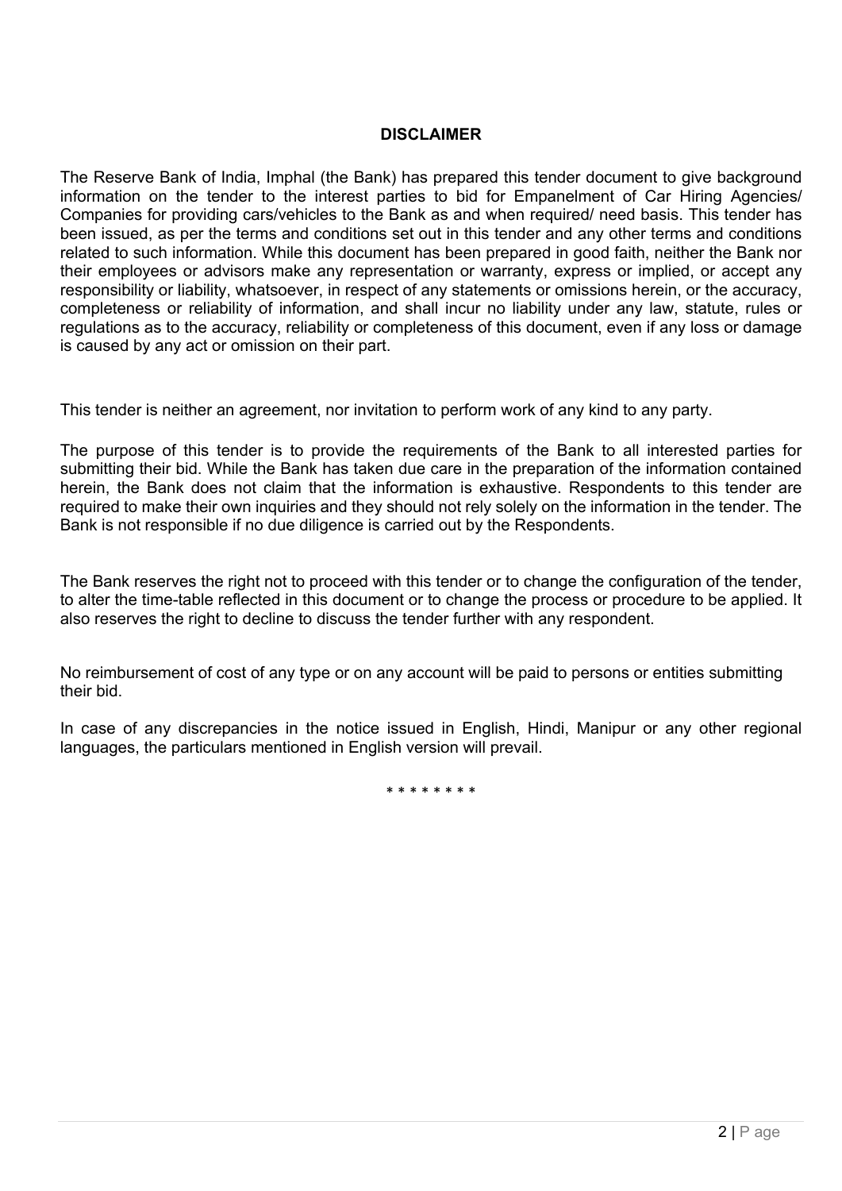# DISCLAIMER

The Reserve Bank of India, Imphal (the Bank) has prepared this tender document to give background information on the tender to the interest parties to bid for Empanelment of Car Hiring Agencies/ Companies for providing cars/vehicles to the Bank as and when required/ need basis. This tender has been issued, as per the terms and conditions set out in this tender and any other terms and conditions related to such information. While this document has been prepared in good faith, neither the Bank nor their employees or advisors make any representation or warranty, express or implied, or accept any responsibility or liability, whatsoever, in respect of any statements or omissions herein, or the accuracy, completeness or reliability of information, and shall incur no liability under any law, statute, rules or regulations as to the accuracy, reliability or completeness of this document, even if any loss or damage is caused by any act or omission on their part.

This tender is neither an agreement, nor invitation to perform work of any kind to any party.

The purpose of this tender is to provide the requirements of the Bank to all interested parties for submitting their bid. While the Bank has taken due care in the preparation of the information contained herein, the Bank does not claim that the information is exhaustive. Respondents to this tender are required to make their own inquiries and they should not rely solely on the information in the tender. The Bank is not responsible if no due diligence is carried out by the Respondents.

The Bank reserves the right not to proceed with this tender or to change the configuration of the tender, to alter the time-table reflected in this document or to change the process or procedure to be applied. It also reserves the right to decline to discuss the tender further with any respondent.

No reimbursement of cost of any type or on any account will be paid to persons or entities submitting their bid.

In case of any discrepancies in the notice issued in English, Hindi, Manipur or any other regional languages, the particulars mentioned in English version will prevail.

* * * * * * * *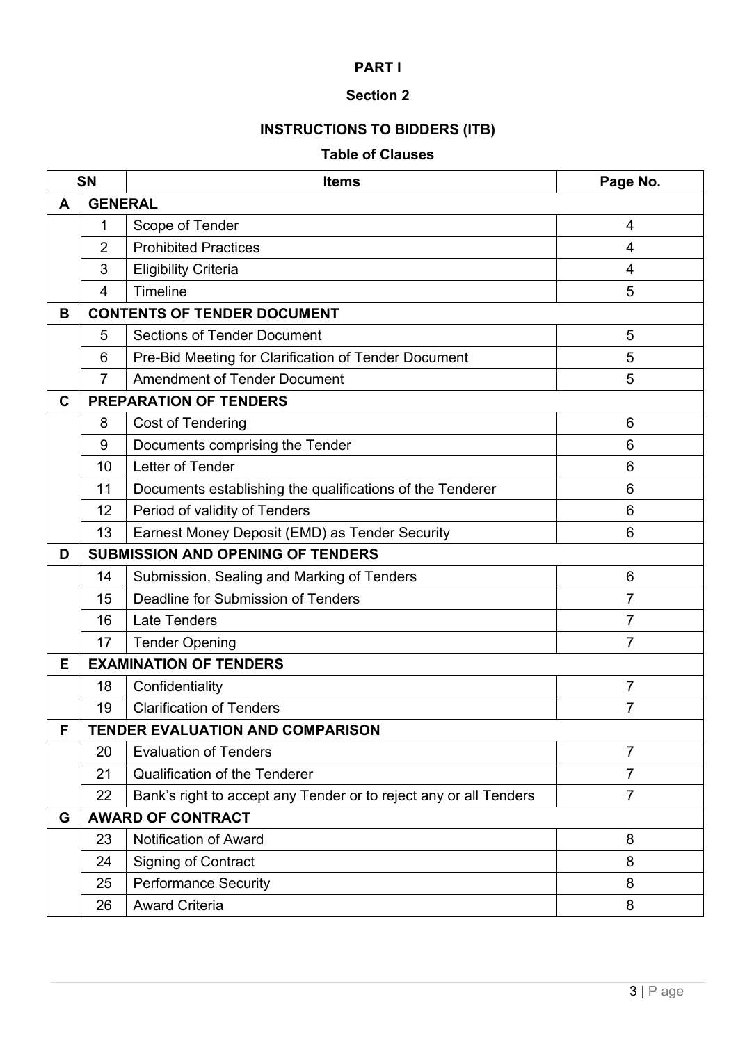**PART I**

**Section 2**

**INSTRUCTIONS TO BIDDERS (ITB)**

**Table of Clauses**

| SN | | Items | Page No. |
|---|---|---|---|
| **A** | **GENERAL** | | |
| | 1 | Scope of Tender | 4 |
| | 2 | Prohibited Practices | 4 |
| | 3 | Eligibility Criteria | 4 |
| | 4 | Timeline | 5 |
| **B** | **CONTENTS OF TENDER DOCUMENT** | | |
| | 5 | Sections of Tender Document | 5 |
| | 6 | Pre-Bid Meeting for Clarification of Tender Document | 5 |
| | 7 | Amendment of Tender Document | 5 |
| **C** | **PREPARATION OF TENDERS** | | |
| | 8 | Cost of Tendering | 6 |
| | 9 | Documents comprising the Tender | 6 |
| | 10 | Letter of Tender | 6 |
| | 11 | Documents establishing the qualifications of the Tenderer | 6 |
| | 12 | Period of validity of Tenders | 6 |
| | 13 | Earnest Money Deposit (EMD) as Tender Security | 6 |
| **D** | **SUBMISSION AND OPENING OF TENDERS** | | |
| | 14 | Submission, Sealing and Marking of Tenders | 6 |
| | 15 | Deadline for Submission of Tenders | 7 |
| | 16 | Late Tenders | 7 |
| | 17 | Tender Opening | 7 |
| **E** | **EXAMINATION OF TENDERS** | | |
| | 18 | Confidentiality | 7 |
| | 19 | Clarification of Tenders | 7 |
| **F** | **TENDER EVALUATION AND COMPARISON** | | |
| | 20 | Evaluation of Tenders | 7 |
| | 21 | Qualification of the Tenderer | 7 |
| | 22 | Bank's right to accept any Tender or to reject any or all Tenders | 7 |
| **G** | **AWARD OF CONTRACT** | | |
| | 23 | Notification of Award | 8 |
| | 24 | Signing of Contract | 8 |
| | 25 | Performance Security | 8 |
| | 26 | Award Criteria | 8 |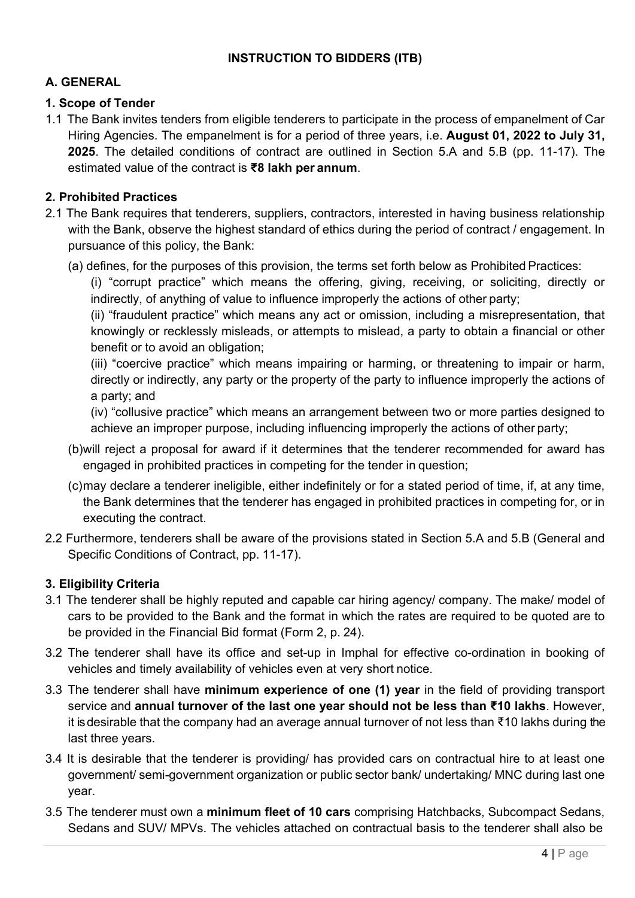# INSTRUCTION TO BIDDERS (ITB)

## A. GENERAL

### 1. Scope of Tender

1.1 The Bank invites tenders from eligible tenderers to participate in the process of empanelment of Car Hiring Agencies. The empanelment is for a period of three years, i.e. **August 01, 2022 to July 31, 2025**. The detailed conditions of contract are outlined in Section 5.A and 5.B (pp. 11-17). The estimated value of the contract is **₹8 lakh per annum**.

### 2. Prohibited Practices

2.1 The Bank requires that tenderers, suppliers, contractors, interested in having business relationship with the Bank, observe the highest standard of ethics during the period of contract / engagement. In pursuance of this policy, the Bank:

(a) defines, for the purposes of this provision, the terms set forth below as Prohibited Practices:

(i) "corrupt practice" which means the offering, giving, receiving, or soliciting, directly or indirectly, of anything of value to influence improperly the actions of other party;

(ii) "fraudulent practice" which means any act or omission, including a misrepresentation, that knowingly or recklessly misleads, or attempts to mislead, a party to obtain a financial or other benefit or to avoid an obligation;

(iii) "coercive practice" which means impairing or harming, or threatening to impair or harm, directly or indirectly, any party or the property of the party to influence improperly the actions of a party; and

(iv) "collusive practice" which means an arrangement between two or more parties designed to achieve an improper purpose, including influencing improperly the actions of other party;

(b) will reject a proposal for award if it determines that the tenderer recommended for award has engaged in prohibited practices in competing for the tender in question;

(c) may declare a tenderer ineligible, either indefinitely or for a stated period of time, if, at any time, the Bank determines that the tenderer has engaged in prohibited practices in competing for, or in executing the contract.

2.2 Furthermore, tenderers shall be aware of the provisions stated in Section 5.A and 5.B (General and Specific Conditions of Contract, pp. 11-17).

### 3. Eligibility Criteria

3.1 The tenderer shall be highly reputed and capable car hiring agency/ company. The make/ model of cars to be provided to the Bank and the format in which the rates are required to be quoted are to be provided in the Financial Bid format (Form 2, p. 24).

3.2 The tenderer shall have its office and set-up in Imphal for effective co-ordination in booking of vehicles and timely availability of vehicles even at very short notice.

3.3 The tenderer shall have **minimum experience of one (1) year** in the field of providing transport service and **annual turnover of the last one year should not be less than ₹10 lakhs**. However, it is desirable that the company had an average annual turnover of not less than ₹10 lakhs during the last three years.

3.4 It is desirable that the tenderer is providing/ has provided cars on contractual hire to at least one government/ semi-government organization or public sector bank/ undertaking/ MNC during last one year.

3.5 The tenderer must own a **minimum fleet of 10 cars** comprising Hatchbacks, Subcompact Sedans, Sedans and SUV/ MPVs. The vehicles attached on contractual basis to the tenderer shall also be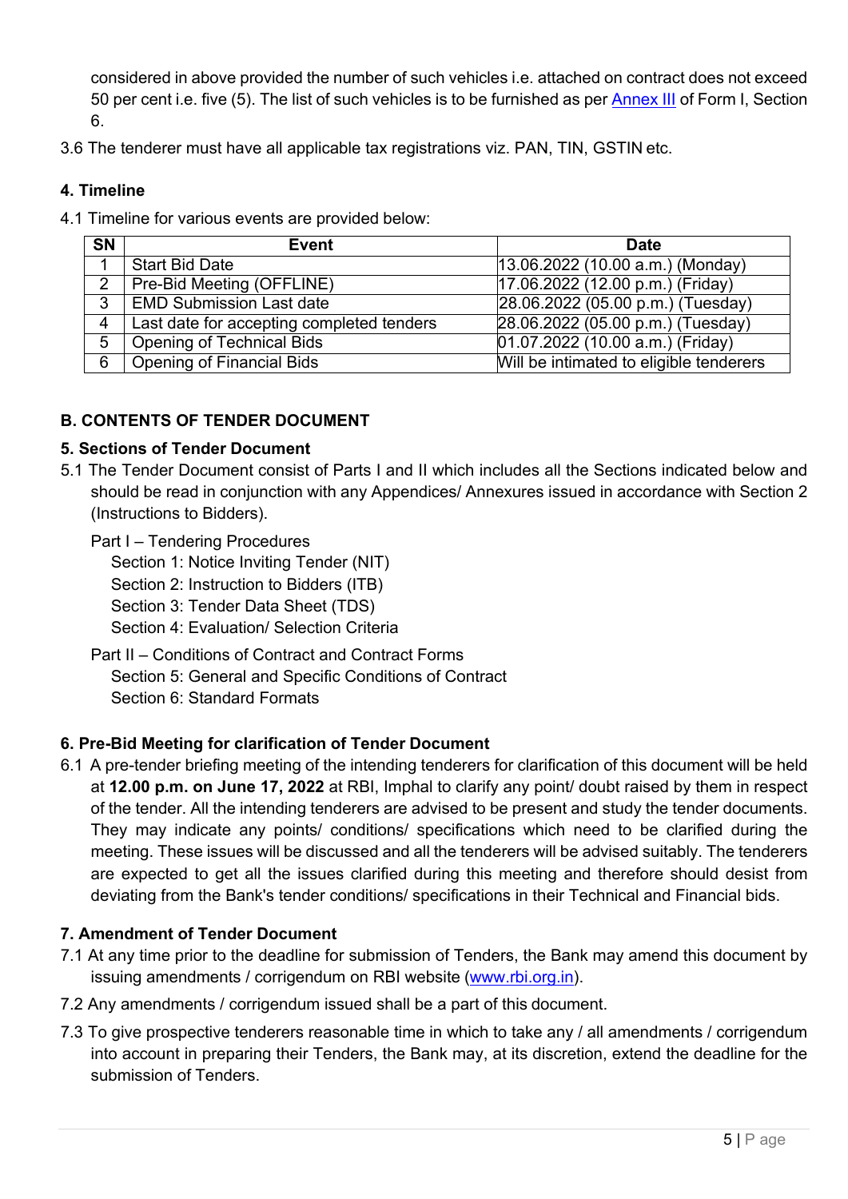considered in above provided the number of such vehicles i.e. attached on contract does not exceed 50 per cent i.e. five (5). The list of such vehicles is to be furnished as per Annex III of Form I, Section 6.

3.6 The tenderer must have all applicable tax registrations viz. PAN, TIN, GSTIN etc.

### 4. Timeline

4.1 Timeline for various events are provided below:

| SN | Event | Date |
|---|---|---|
| 1 | Start Bid Date | 13.06.2022 (10.00 a.m.) (Monday) |
| 2 | Pre-Bid Meeting (OFFLINE) | 17.06.2022 (12.00 p.m.) (Friday) |
| 3 | EMD Submission Last date | 28.06.2022 (05.00 p.m.) (Tuesday) |
| 4 | Last date for accepting completed tenders | 28.06.2022 (05.00 p.m.) (Tuesday) |
| 5 | Opening of Technical Bids | 01.07.2022 (10.00 a.m.) (Friday) |
| 6 | Opening of Financial Bids | Will be intimated to eligible tenderers |

## B. CONTENTS OF TENDER DOCUMENT

### 5. Sections of Tender Document

5.1 The Tender Document consist of Parts I and II which includes all the Sections indicated below and should be read in conjunction with any Appendices/ Annexures issued in accordance with Section 2 (Instructions to Bidders).

Part I – Tendering Procedures
- Section 1: Notice Inviting Tender (NIT)
- Section 2: Instruction to Bidders (ITB)
- Section 3: Tender Data Sheet (TDS)
- Section 4: Evaluation/ Selection Criteria

Part II – Conditions of Contract and Contract Forms
- Section 5: General and Specific Conditions of Contract
- Section 6: Standard Formats

### 6. Pre-Bid Meeting for clarification of Tender Document

6.1 A pre-tender briefing meeting of the intending tenderers for clarification of this document will be held at **12.00 p.m. on June 17, 2022** at RBI, Imphal to clarify any point/ doubt raised by them in respect of the tender. All the intending tenderers are advised to be present and study the tender documents. They may indicate any points/ conditions/ specifications which need to be clarified during the meeting. These issues will be discussed and all the tenderers will be advised suitably. The tenderers are expected to get all the issues clarified during this meeting and therefore should desist from deviating from the Bank's tender conditions/ specifications in their Technical and Financial bids.

### 7. Amendment of Tender Document

7.1 At any time prior to the deadline for submission of Tenders, the Bank may amend this document by issuing amendments / corrigendum on RBI website (www.rbi.org.in).

7.2 Any amendments / corrigendum issued shall be a part of this document.

7.3 To give prospective tenderers reasonable time in which to take any / all amendments / corrigendum into account in preparing their Tenders, the Bank may, at its discretion, extend the deadline for the submission of Tenders.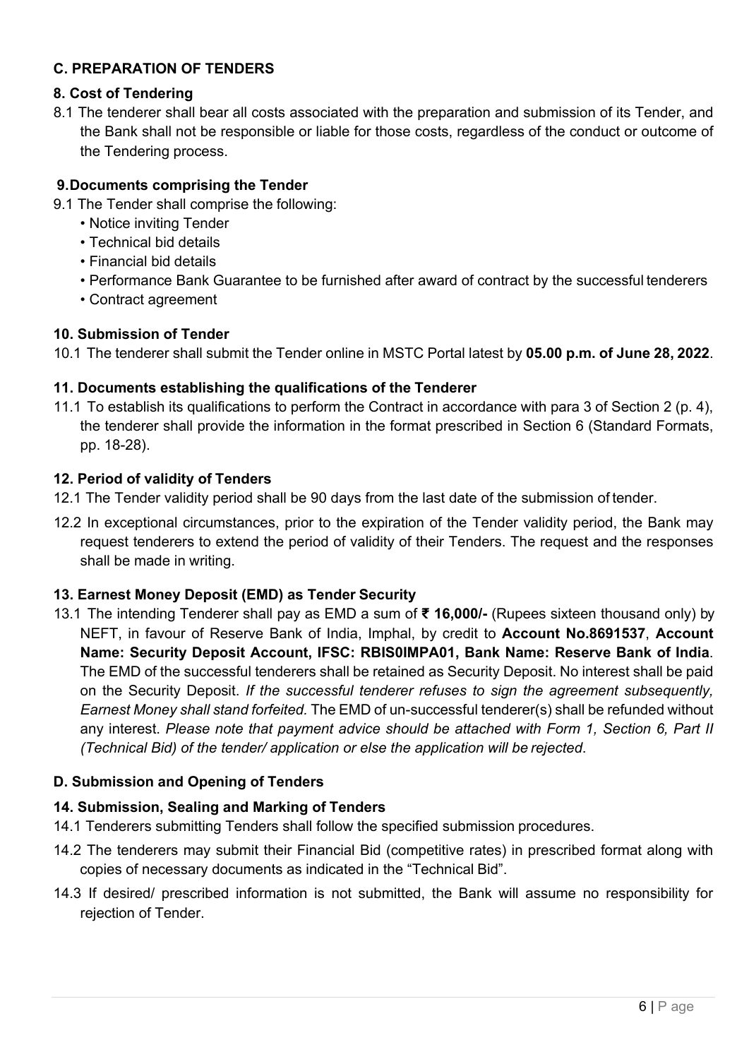## C. PREPARATION OF TENDERS

### 8. Cost of Tendering

8.1 The tenderer shall bear all costs associated with the preparation and submission of its Tender, and the Bank shall not be responsible or liable for those costs, regardless of the conduct or outcome of the Tendering process.

### 9.Documents comprising the Tender

9.1 The Tender shall comprise the following:

- Notice inviting Tender
- Technical bid details
- Financial bid details
- Performance Bank Guarantee to be furnished after award of contract by the successful tenderers
- Contract agreement

### 10. Submission of Tender

10.1 The tenderer shall submit the Tender online in MSTC Portal latest by **05.00 p.m. of June 28, 2022**.

### 11. Documents establishing the qualifications of the Tenderer

11.1 To establish its qualifications to perform the Contract in accordance with para 3 of Section 2 (p. 4), the tenderer shall provide the information in the format prescribed in Section 6 (Standard Formats, pp. 18-28).

### 12. Period of validity of Tenders

12.1 The Tender validity period shall be 90 days from the last date of the submission of tender.

12.2 In exceptional circumstances, prior to the expiration of the Tender validity period, the Bank may request tenderers to extend the period of validity of their Tenders. The request and the responses shall be made in writing.

### 13. Earnest Money Deposit (EMD) as Tender Security

13.1 The intending Tenderer shall pay as EMD a sum of **₹ 16,000/-** (Rupees sixteen thousand only) by NEFT, in favour of Reserve Bank of India, Imphal, by credit to **Account No.8691537**, **Account Name: Security Deposit Account, IFSC: RBIS0IMPA01, Bank Name: Reserve Bank of India**. The EMD of the successful tenderers shall be retained as Security Deposit. No interest shall be paid on the Security Deposit. *If the successful tenderer refuses to sign the agreement subsequently, Earnest Money shall stand forfeited.* The EMD of un-successful tenderer(s) shall be refunded without any interest. *Please note that payment advice should be attached with Form 1, Section 6, Part II (Technical Bid) of the tender/ application or else the application will be rejected*.

## D. Submission and Opening of Tenders

### 14. Submission, Sealing and Marking of Tenders

14.1 Tenderers submitting Tenders shall follow the specified submission procedures.

14.2 The tenderers may submit their Financial Bid (competitive rates) in prescribed format along with copies of necessary documents as indicated in the "Technical Bid".

14.3 If desired/ prescribed information is not submitted, the Bank will assume no responsibility for rejection of Tender.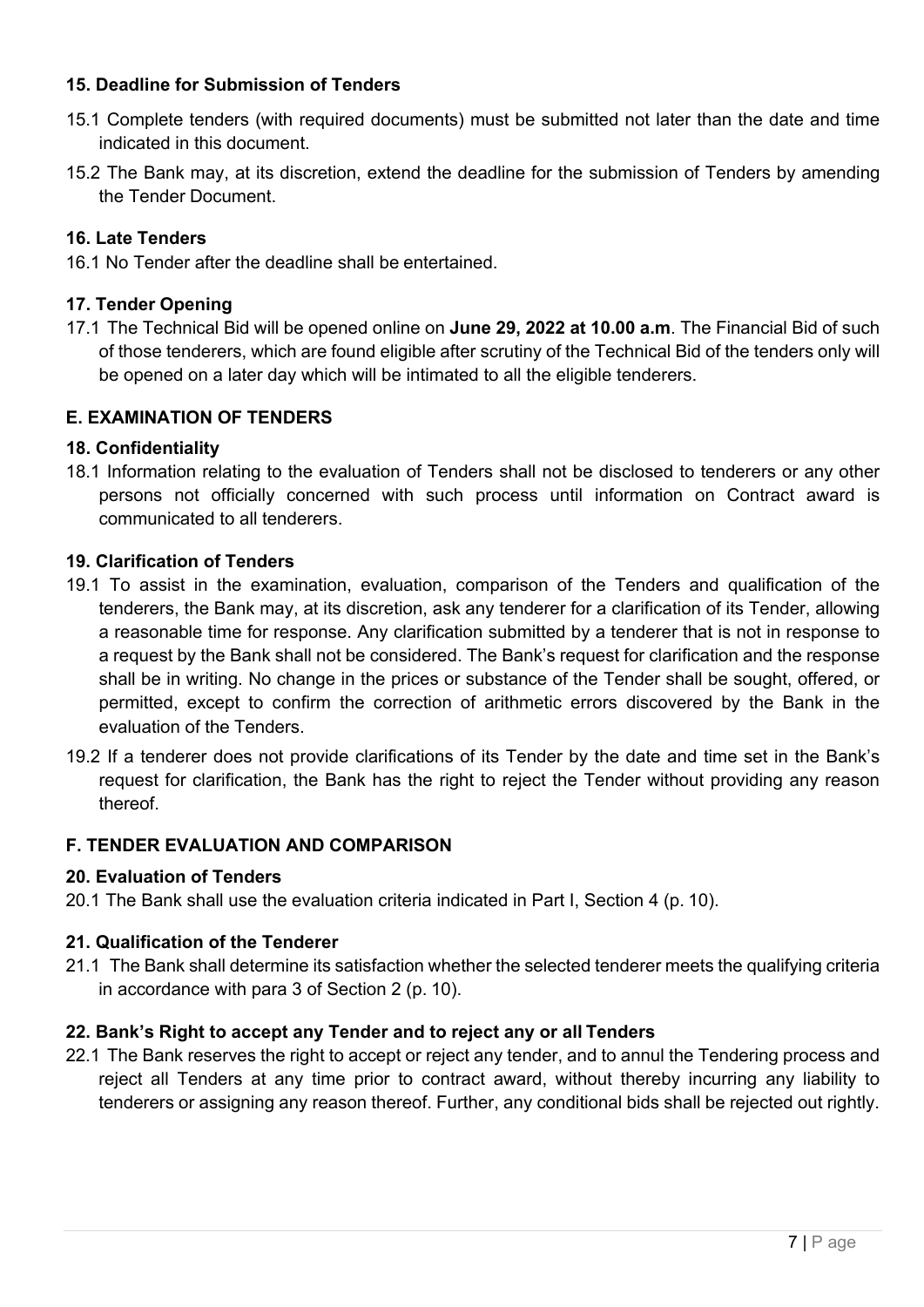### 15. Deadline for Submission of Tenders

15.1 Complete tenders (with required documents) must be submitted not later than the date and time indicated in this document.

15.2 The Bank may, at its discretion, extend the deadline for the submission of Tenders by amending the Tender Document.

### 16. Late Tenders

16.1 No Tender after the deadline shall be entertained.

### 17. Tender Opening

17.1 The Technical Bid will be opened online on **June 29, 2022 at 10.00 a.m**. The Financial Bid of such of those tenderers, which are found eligible after scrutiny of the Technical Bid of the tenders only will be opened on a later day which will be intimated to all the eligible tenderers.

## E. EXAMINATION OF TENDERS

### 18. Confidentiality

18.1 Information relating to the evaluation of Tenders shall not be disclosed to tenderers or any other persons not officially concerned with such process until information on Contract award is communicated to all tenderers.

### 19. Clarification of Tenders

19.1 To assist in the examination, evaluation, comparison of the Tenders and qualification of the tenderers, the Bank may, at its discretion, ask any tenderer for a clarification of its Tender, allowing a reasonable time for response. Any clarification submitted by a tenderer that is not in response to a request by the Bank shall not be considered. The Bank's request for clarification and the response shall be in writing. No change in the prices or substance of the Tender shall be sought, offered, or permitted, except to confirm the correction of arithmetic errors discovered by the Bank in the evaluation of the Tenders.

19.2 If a tenderer does not provide clarifications of its Tender by the date and time set in the Bank's request for clarification, the Bank has the right to reject the Tender without providing any reason thereof.

## F. TENDER EVALUATION AND COMPARISON

### 20. Evaluation of Tenders

20.1 The Bank shall use the evaluation criteria indicated in Part I, Section 4 (p. 10).

### 21. Qualification of the Tenderer

21.1 The Bank shall determine its satisfaction whether the selected tenderer meets the qualifying criteria in accordance with para 3 of Section 2 (p. 10).

### 22. Bank's Right to accept any Tender and to reject any or all Tenders

22.1 The Bank reserves the right to accept or reject any tender, and to annul the Tendering process and reject all Tenders at any time prior to contract award, without thereby incurring any liability to tenderers or assigning any reason thereof. Further, any conditional bids shall be rejected out rightly.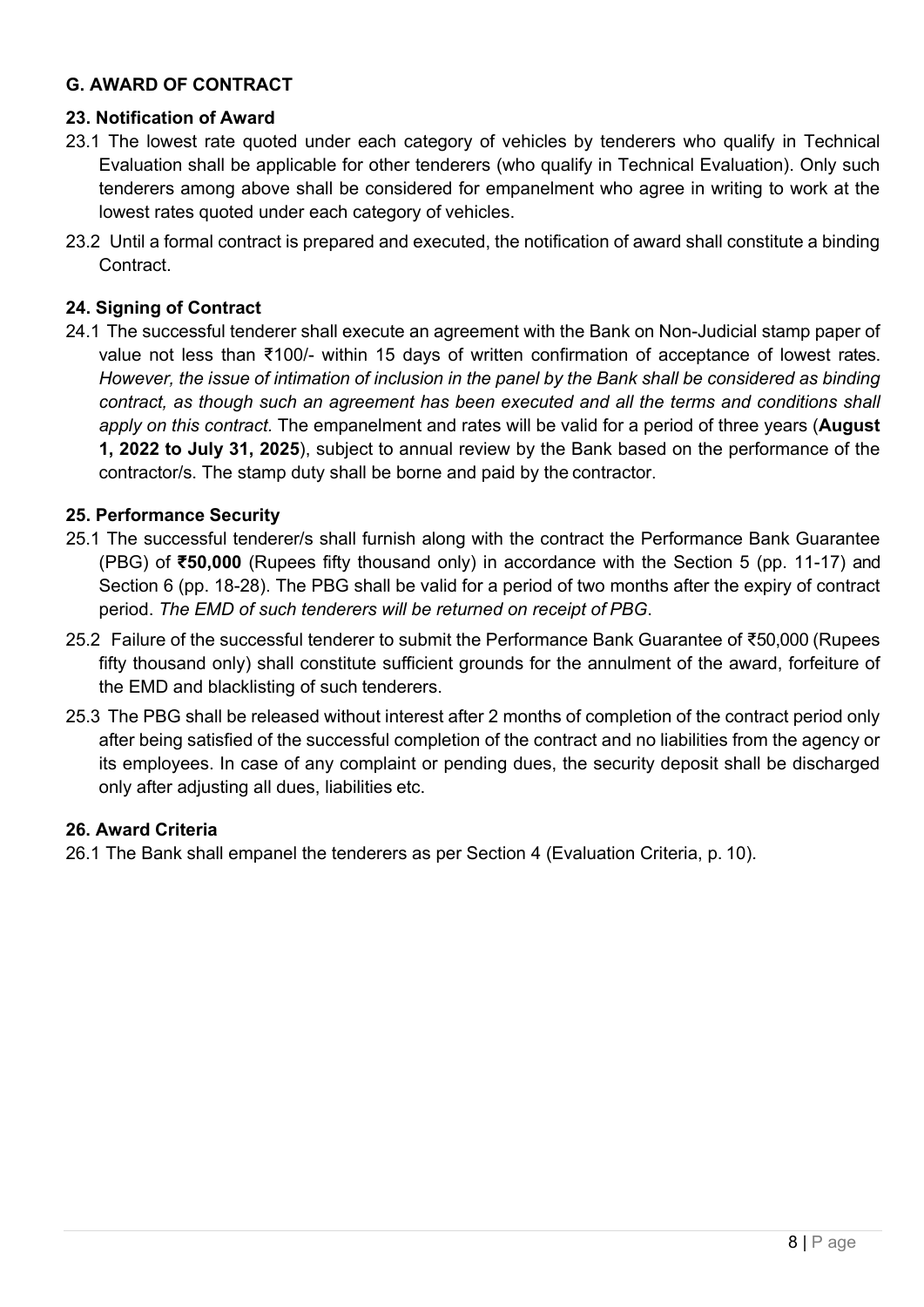## G. AWARD OF CONTRACT

### 23. Notification of Award

23.1 The lowest rate quoted under each category of vehicles by tenderers who qualify in Technical Evaluation shall be applicable for other tenderers (who qualify in Technical Evaluation). Only such tenderers among above shall be considered for empanelment who agree in writing to work at the lowest rates quoted under each category of vehicles.

23.2 Until a formal contract is prepared and executed, the notification of award shall constitute a binding Contract.

### 24. Signing of Contract

24.1 The successful tenderer shall execute an agreement with the Bank on Non-Judicial stamp paper of value not less than ₹100/- within 15 days of written confirmation of acceptance of lowest rates. *However, the issue of intimation of inclusion in the panel by the Bank shall be considered as binding contract, as though such an agreement has been executed and all the terms and conditions shall apply on this contract.* The empanelment and rates will be valid for a period of three years (**August 1, 2022 to July 31, 2025**), subject to annual review by the Bank based on the performance of the contractor/s. The stamp duty shall be borne and paid by the contractor.

### 25. Performance Security

25.1 The successful tenderer/s shall furnish along with the contract the Performance Bank Guarantee (PBG) of **₹50,000** (Rupees fifty thousand only) in accordance with the Section 5 (pp. 11-17) and Section 6 (pp. 18-28). The PBG shall be valid for a period of two months after the expiry of contract period. *The EMD of such tenderers will be returned on receipt of PBG*.

25.2 Failure of the successful tenderer to submit the Performance Bank Guarantee of ₹50,000 (Rupees fifty thousand only) shall constitute sufficient grounds for the annulment of the award, forfeiture of the EMD and blacklisting of such tenderers.

25.3 The PBG shall be released without interest after 2 months of completion of the contract period only after being satisfied of the successful completion of the contract and no liabilities from the agency or its employees. In case of any complaint or pending dues, the security deposit shall be discharged only after adjusting all dues, liabilities etc.

### 26. Award Criteria

26.1 The Bank shall empanel the tenderers as per Section 4 (Evaluation Criteria, p. 10).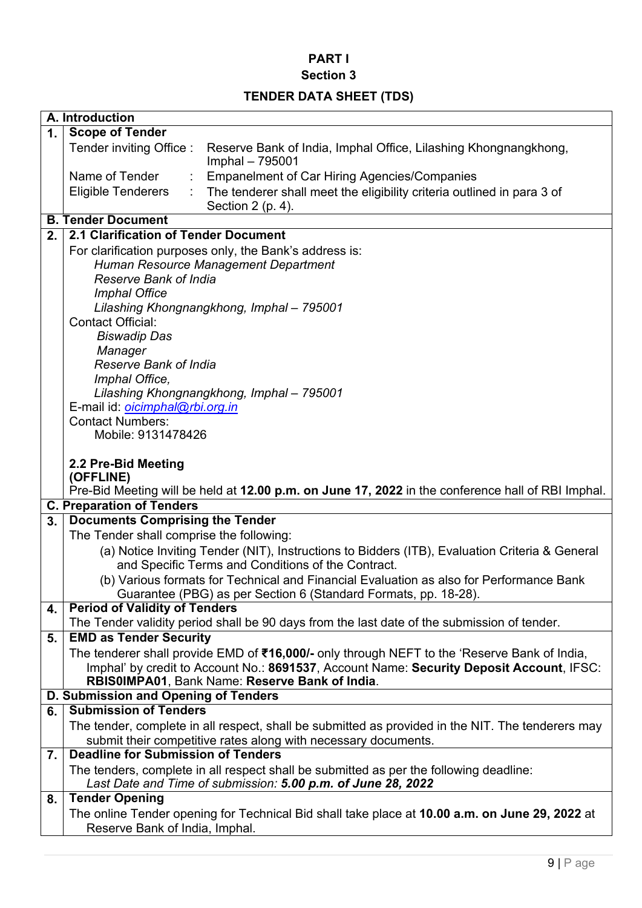**PART I**

**Section 3**

**TENDER DATA SHEET (TDS)**

| | |
|---|---|
| **A. Introduction** | |
| **1.** | **Scope of Tender**<br>Tender inviting Office : Reserve Bank of India, Imphal Office, Lilashing Khongnangkhong, Imphal – 795001<br>Name of Tender : Empanelment of Car Hiring Agencies/Companies<br>Eligible Tenderers : The tenderer shall meet the eligibility criteria outlined in para 3 of Section 2 (p. 4). |
| **B. Tender Document** | |
| **2.** | **2.1 Clarification of Tender Document**<br>For clarification purposes only, the Bank's address is:<br>*Human Resource Management Department*<br>*Reserve Bank of India*<br>*Imphal Office*<br>*Lilashing Khongnangkhong, Imphal – 795001*<br>Contact Official:<br>*Biswadip Das*<br>*Manager*<br>*Reserve Bank of India*<br>*Imphal Office,*<br>*Lilashing Khongnangkhong, Imphal – 795001*<br>E-mail id: *oicimphal@rbi.org.in*<br>Contact Numbers:<br>Mobile: 9131478426<br><br>**2.2 Pre-Bid Meeting (OFFLINE)**<br>Pre-Bid Meeting will be held at **12.00 p.m. on June 17, 2022** in the conference hall of RBI Imphal. |
| **C. Preparation of Tenders** | |
| **3.** | **Documents Comprising the Tender**<br>The Tender shall comprise the following:<br>(a) Notice Inviting Tender (NIT), Instructions to Bidders (ITB), Evaluation Criteria & General and Specific Terms and Conditions of the Contract.<br>(b) Various formats for Technical and Financial Evaluation as also for Performance Bank Guarantee (PBG) as per Section 6 (Standard Formats, pp. 18-28). |
| **4.** | **Period of Validity of Tenders**<br>The Tender validity period shall be 90 days from the last date of the submission of tender. |
| **5.** | **EMD as Tender Security**<br>The tenderer shall provide EMD of **₹16,000/-** only through NEFT to the 'Reserve Bank of India, Imphal' by credit to Account No.: **8691537**, Account Name: **Security Deposit Account**, IFSC: **RBIS0IMPA01**, Bank Name: **Reserve Bank of India**. |
| **D. Submission and Opening of Tenders** | |
| **6.** | **Submission of Tenders**<br>The tender, complete in all respect, shall be submitted as provided in the NIT. The tenderers may submit their competitive rates along with necessary documents. |
| **7.** | **Deadline for Submission of Tenders**<br>The tenders, complete in all respect shall be submitted as per the following deadline:<br>*Last Date and Time of submission:* ***5.00 p.m. of June 28, 2022*** |
| **8.** | **Tender Opening**<br>The online Tender opening for Technical Bid shall take place at **10.00 a.m. on June 29, 2022** at Reserve Bank of India, Imphal. |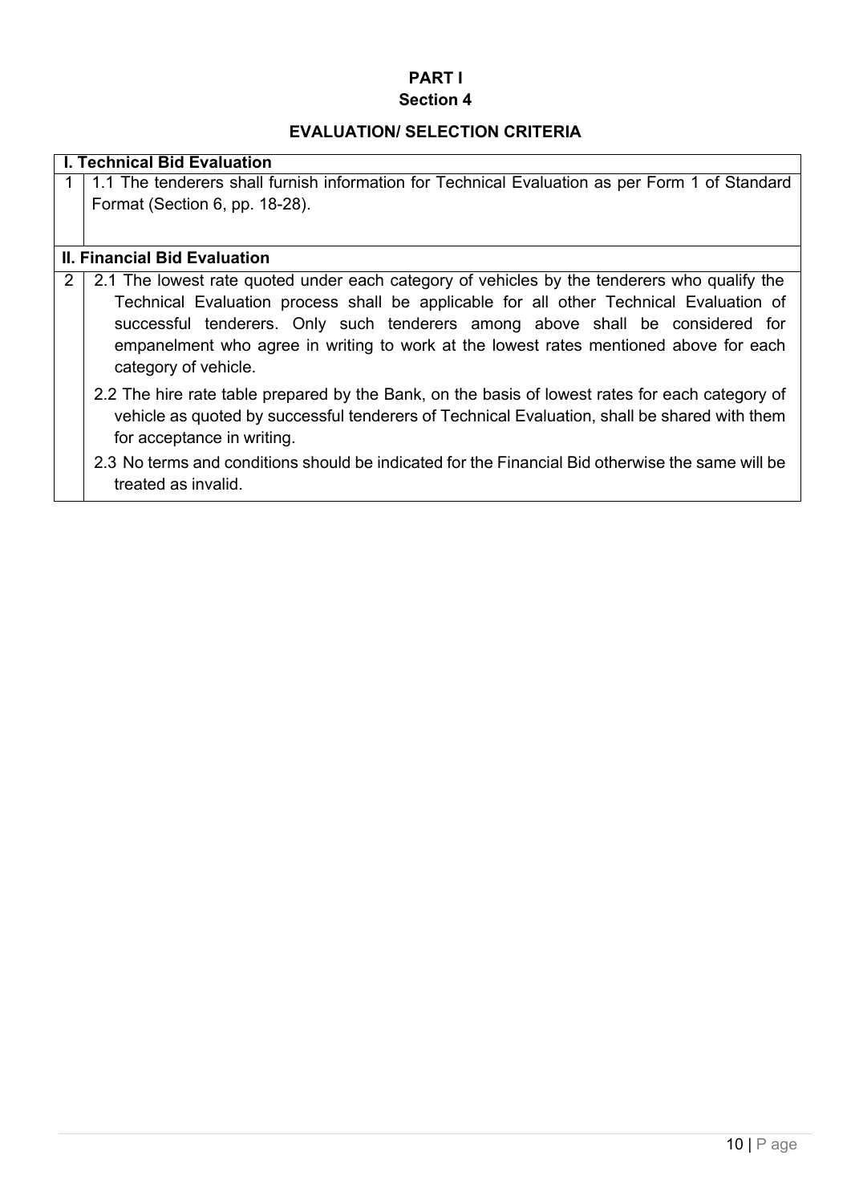# PART I
## Section 4
### EVALUATION/ SELECTION CRITERIA

| I. Technical Bid Evaluation | |
|---|---|
| 1 | 1.1 The tenderers shall furnish information for Technical Evaluation as per Form 1 of Standard Format (Section 6, pp. 18-28). |
| **II. Financial Bid Evaluation** | |
| 2 | 2.1 The lowest rate quoted under each category of vehicles by the tenderers who qualify the Technical Evaluation process shall be applicable for all other Technical Evaluation of successful tenderers. Only such tenderers among above shall be considered for empanelment who agree in writing to work at the lowest rates mentioned above for each category of vehicle.<br><br>2.2 The hire rate table prepared by the Bank, on the basis of lowest rates for each category of vehicle as quoted by successful tenderers of Technical Evaluation, shall be shared with them for acceptance in writing.<br><br>2.3 No terms and conditions should be indicated for the Financial Bid otherwise the same will be treated as invalid. |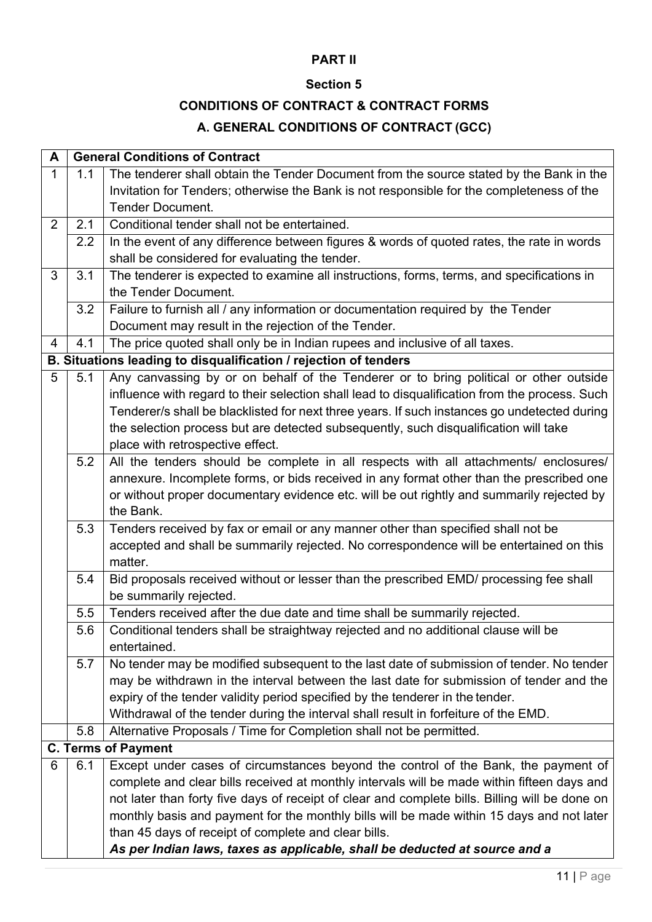**PART II**

**Section 5**

**CONDITIONS OF CONTRACT & CONTRACT FORMS**

**A. GENERAL CONDITIONS OF CONTRACT (GCC)**

| **A** | **General Conditions of Contract** | |
|---|---|---|
| 1 | 1.1 | The tenderer shall obtain the Tender Document from the source stated by the Bank in the Invitation for Tenders; otherwise the Bank is not responsible for the completeness of the Tender Document. |
| 2 | 2.1 | Conditional tender shall not be entertained. |
| | 2.2 | In the event of any difference between figures & words of quoted rates, the rate in words shall be considered for evaluating the tender. |
| 3 | 3.1 | The tenderer is expected to examine all instructions, forms, terms, and specifications in the Tender Document. |
| | 3.2 | Failure to furnish all / any information or documentation required by the Tender Document may result in the rejection of the Tender. |
| 4 | 4.1 | The price quoted shall only be in Indian rupees and inclusive of all taxes. |
| **B. Situations leading to disqualification / rejection of tenders** | | |
| 5 | 5.1 | Any canvassing by or on behalf of the Tenderer or to bring political or other outside influence with regard to their selection shall lead to disqualification from the process. Such Tenderer/s shall be blacklisted for next three years. If such instances go undetected during the selection process but are detected subsequently, such disqualification will take place with retrospective effect. |
| | 5.2 | All the tenders should be complete in all respects with all attachments/ enclosures/ annexure. Incomplete forms, or bids received in any format other than the prescribed one or without proper documentary evidence etc. will be out rightly and summarily rejected by the Bank. |
| | 5.3 | Tenders received by fax or email or any manner other than specified shall not be accepted and shall be summarily rejected. No correspondence will be entertained on this matter. |
| | 5.4 | Bid proposals received without or lesser than the prescribed EMD/ processing fee shall be summarily rejected. |
| | 5.5 | Tenders received after the due date and time shall be summarily rejected. |
| | 5.6 | Conditional tenders shall be straightway rejected and no additional clause will be entertained. |
| | 5.7 | No tender may be modified subsequent to the last date of submission of tender. No tender may be withdrawn in the interval between the last date for submission of tender and the expiry of the tender validity period specified by the tenderer in the tender. Withdrawal of the tender during the interval shall result in forfeiture of the EMD. |
| | 5.8 | Alternative Proposals / Time for Completion shall not be permitted. |
| **C. Terms of Payment** | | |
| 6 | 6.1 | Except under cases of circumstances beyond the control of the Bank, the payment of complete and clear bills received at monthly intervals will be made within fifteen days and not later than forty five days of receipt of clear and complete bills. Billing will be done on monthly basis and payment for the monthly bills will be made within 15 days and not later than 45 days of receipt of complete and clear bills. ***As per Indian laws, taxes as applicable, shall be deducted at source and a*** |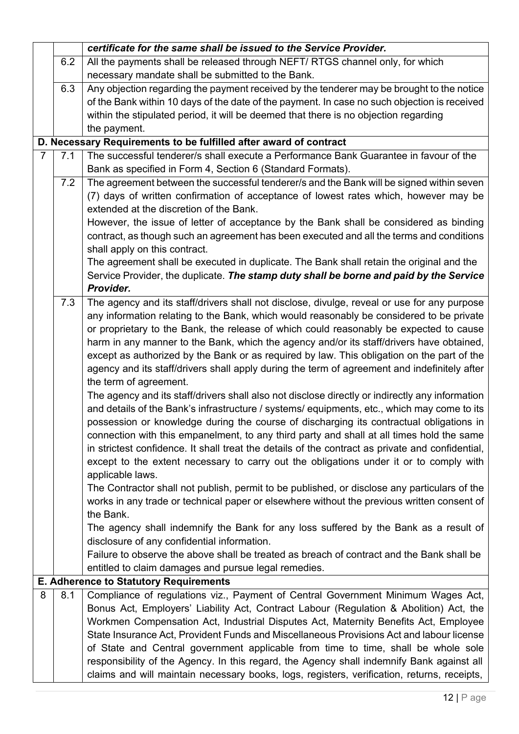| | | |
|---|---|---|
| | | ***certificate for the same shall be issued to the Service Provider.*** |
| | 6.2 | All the payments shall be released through NEFT/ RTGS channel only, for which necessary mandate shall be submitted to the Bank. |
| | 6.3 | Any objection regarding the payment received by the tenderer may be brought to the notice of the Bank within 10 days of the date of the payment. In case no such objection is received within the stipulated period, it will be deemed that there is no objection regarding the payment. |
| **D. Necessary Requirements to be fulfilled after award of contract** | | |
| 7 | 7.1 | The successful tenderer/s shall execute a Performance Bank Guarantee in favour of the Bank as specified in Form 4, Section 6 (Standard Formats). |
| | 7.2 | The agreement between the successful tenderer/s and the Bank will be signed within seven (7) days of written confirmation of acceptance of lowest rates which, however may be extended at the discretion of the Bank.<br>However, the issue of letter of acceptance by the Bank shall be considered as binding contract, as though such an agreement has been executed and all the terms and conditions shall apply on this contract.<br>The agreement shall be executed in duplicate. The Bank shall retain the original and the Service Provider, the duplicate. ***The stamp duty shall be borne and paid by the Service Provider.*** |
| | 7.3 | The agency and its staff/drivers shall not disclose, divulge, reveal or use for any purpose any information relating to the Bank, which would reasonably be considered to be private or proprietary to the Bank, the release of which could reasonably be expected to cause harm in any manner to the Bank, which the agency and/or its staff/drivers have obtained, except as authorized by the Bank or as required by law. This obligation on the part of the agency and its staff/drivers shall apply during the term of agreement and indefinitely after the term of agreement.<br>The agency and its staff/drivers shall also not disclose directly or indirectly any information and details of the Bank's infrastructure / systems/ equipments, etc., which may come to its possession or knowledge during the course of discharging its contractual obligations in connection with this empanelment, to any third party and shall at all times hold the same in strictest confidence. It shall treat the details of the contract as private and confidential, except to the extent necessary to carry out the obligations under it or to comply with applicable laws.<br>The Contractor shall not publish, permit to be published, or disclose any particulars of the works in any trade or technical paper or elsewhere without the previous written consent of the Bank.<br>The agency shall indemnify the Bank for any loss suffered by the Bank as a result of disclosure of any confidential information.<br>Failure to observe the above shall be treated as breach of contract and the Bank shall be entitled to claim damages and pursue legal remedies. |
| **E. Adherence to Statutory Requirements** | | |
| 8 | 8.1 | Compliance of regulations viz., Payment of Central Government Minimum Wages Act, Bonus Act, Employers' Liability Act, Contract Labour (Regulation & Abolition) Act, the Workmen Compensation Act, Industrial Disputes Act, Maternity Benefits Act, Employee State Insurance Act, Provident Funds and Miscellaneous Provisions Act and labour license of State and Central government applicable from time to time, shall be whole sole responsibility of the Agency. In this regard, the Agency shall indemnify Bank against all claims and will maintain necessary books, logs, registers, verification, returns, receipts, |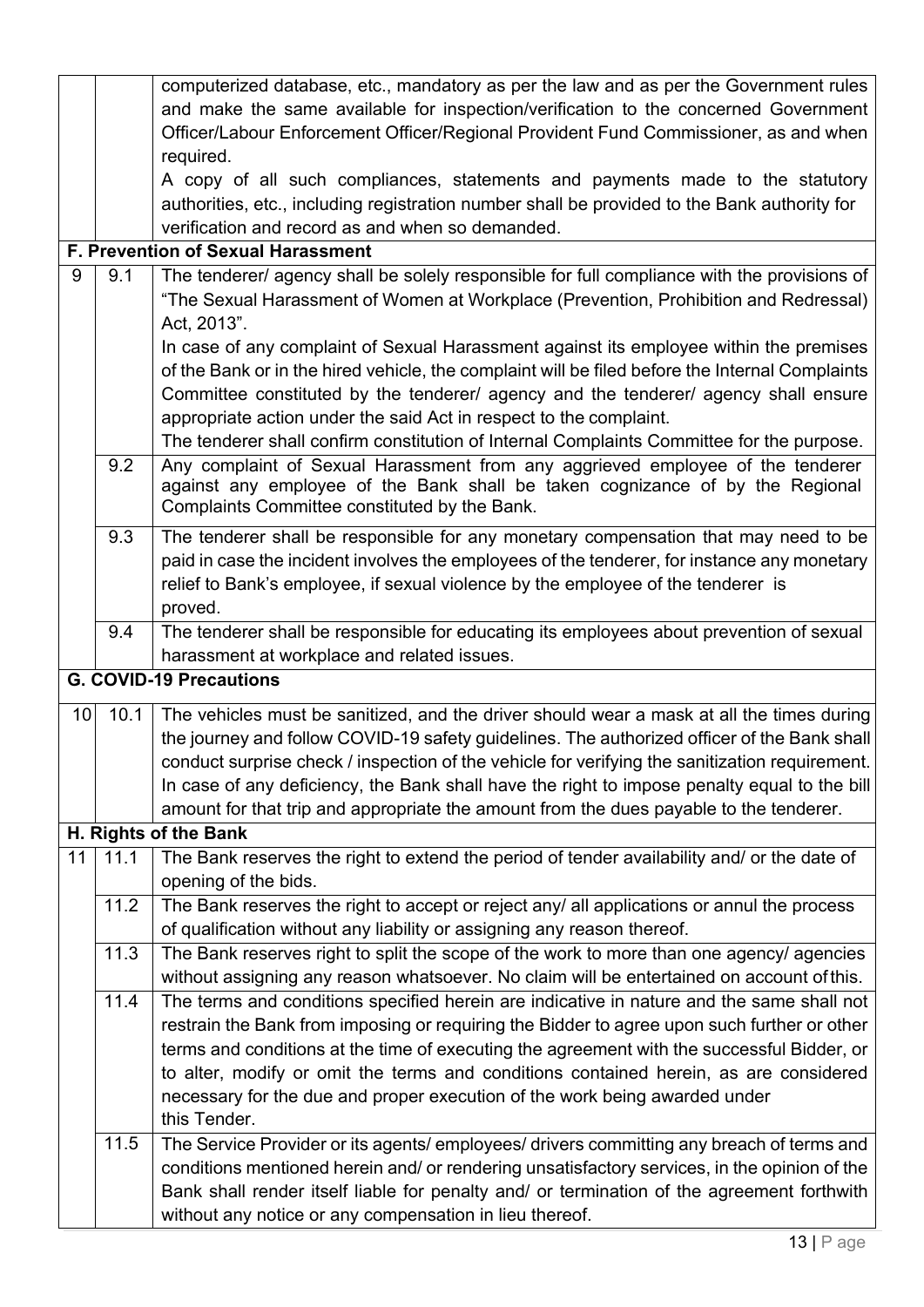| | | |
|---|---|---|
| | | computerized database, etc., mandatory as per the law and as per the Government rules and make the same available for inspection/verification to the concerned Government Officer/Labour Enforcement Officer/Regional Provident Fund Commissioner, as and when required.<br>A copy of all such compliances, statements and payments made to the statutory authorities, etc., including registration number shall be provided to the Bank authority for verification and record as and when so demanded. |
| **F. Prevention of Sexual Harassment** | | |
| 9 | 9.1 | The tenderer/ agency shall be solely responsible for full compliance with the provisions of "The Sexual Harassment of Women at Workplace (Prevention, Prohibition and Redressal) Act, 2013".<br>In case of any complaint of Sexual Harassment against its employee within the premises of the Bank or in the hired vehicle, the complaint will be filed before the Internal Complaints Committee constituted by the tenderer/ agency and the tenderer/ agency shall ensure appropriate action under the said Act in respect to the complaint.<br>The tenderer shall confirm constitution of Internal Complaints Committee for the purpose. |
| | 9.2 | Any complaint of Sexual Harassment from any aggrieved employee of the tenderer against any employee of the Bank shall be taken cognizance of by the Regional Complaints Committee constituted by the Bank. |
| | 9.3 | The tenderer shall be responsible for any monetary compensation that may need to be paid in case the incident involves the employees of the tenderer, for instance any monetary relief to Bank's employee, if sexual violence by the employee of the tenderer is proved. |
| | 9.4 | The tenderer shall be responsible for educating its employees about prevention of sexual harassment at workplace and related issues. |
| **G. COVID-19 Precautions** | | |
| 10 | 10.1 | The vehicles must be sanitized, and the driver should wear a mask at all the times during the journey and follow COVID-19 safety guidelines. The authorized officer of the Bank shall conduct surprise check / inspection of the vehicle for verifying the sanitization requirement. In case of any deficiency, the Bank shall have the right to impose penalty equal to the bill amount for that trip and appropriate the amount from the dues payable to the tenderer. |
| **H. Rights of the Bank** | | |
| 11 | 11.1 | The Bank reserves the right to extend the period of tender availability and/ or the date of opening of the bids. |
| | 11.2 | The Bank reserves the right to accept or reject any/ all applications or annul the process of qualification without any liability or assigning any reason thereof. |
| | 11.3 | The Bank reserves right to split the scope of the work to more than one agency/ agencies without assigning any reason whatsoever. No claim will be entertained on account of this. |
| | 11.4 | The terms and conditions specified herein are indicative in nature and the same shall not restrain the Bank from imposing or requiring the Bidder to agree upon such further or other terms and conditions at the time of executing the agreement with the successful Bidder, or to alter, modify or omit the terms and conditions contained herein, as are considered necessary for the due and proper execution of the work being awarded under this Tender. |
| | 11.5 | The Service Provider or its agents/ employees/ drivers committing any breach of terms and conditions mentioned herein and/ or rendering unsatisfactory services, in the opinion of the Bank shall render itself liable for penalty and/ or termination of the agreement forthwith without any notice or any compensation in lieu thereof. |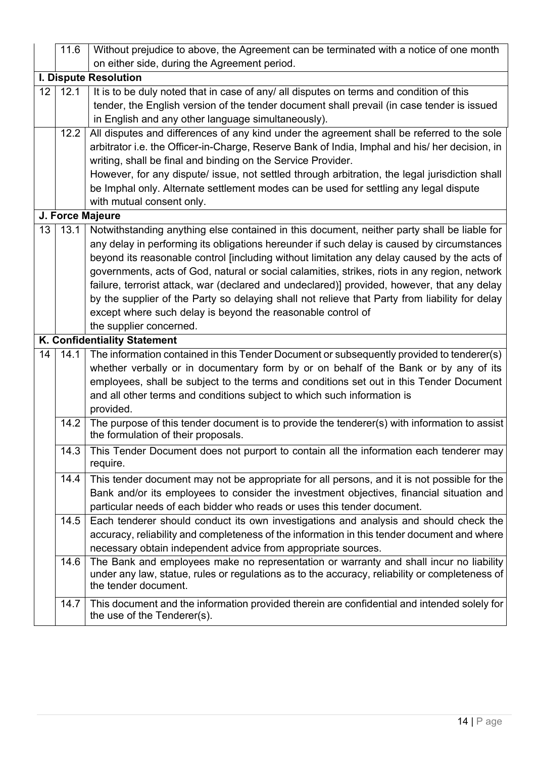| | | |
|---|---|---|
| | 11.6 | Without prejudice to above, the Agreement can be terminated with a notice of one month on either side, during the Agreement period. |
| **I. Dispute Resolution** | | |
| 12 | 12.1 | It is to be duly noted that in case of any/ all disputes on terms and condition of this tender, the English version of the tender document shall prevail (in case tender is issued in English and any other language simultaneously). |
| | 12.2 | All disputes and differences of any kind under the agreement shall be referred to the sole arbitrator i.e. the Officer-in-Charge, Reserve Bank of India, Imphal and his/ her decision, in writing, shall be final and binding on the Service Provider.<br>However, for any dispute/ issue, not settled through arbitration, the legal jurisdiction shall be Imphal only. Alternate settlement modes can be used for settling any legal dispute with mutual consent only. |
| **J. Force Majeure** | | |
| 13 | 13.1 | Notwithstanding anything else contained in this document, neither party shall be liable for any delay in performing its obligations hereunder if such delay is caused by circumstances beyond its reasonable control [including without limitation any delay caused by the acts of governments, acts of God, natural or social calamities, strikes, riots in any region, network failure, terrorist attack, war (declared and undeclared)] provided, however, that any delay by the supplier of the Party so delaying shall not relieve that Party from liability for delay except where such delay is beyond the reasonable control of the supplier concerned. |
| **K. Confidentiality Statement** | | |
| 14 | 14.1 | The information contained in this Tender Document or subsequently provided to tenderer(s) whether verbally or in documentary form by or on behalf of the Bank or by any of its employees, shall be subject to the terms and conditions set out in this Tender Document and all other terms and conditions subject to which such information is provided. |
| | 14.2 | The purpose of this tender document is to provide the tenderer(s) with information to assist the formulation of their proposals. |
| | 14.3 | This Tender Document does not purport to contain all the information each tenderer may require. |
| | 14.4 | This tender document may not be appropriate for all persons, and it is not possible for the Bank and/or its employees to consider the investment objectives, financial situation and particular needs of each bidder who reads or uses this tender document. |
| | 14.5 | Each tenderer should conduct its own investigations and analysis and should check the accuracy, reliability and completeness of the information in this tender document and where necessary obtain independent advice from appropriate sources. |
| | 14.6 | The Bank and employees make no representation or warranty and shall incur no liability under any law, statue, rules or regulations as to the accuracy, reliability or completeness of the tender document. |
| | 14.7 | This document and the information provided therein are confidential and intended solely for the use of the Tenderer(s). |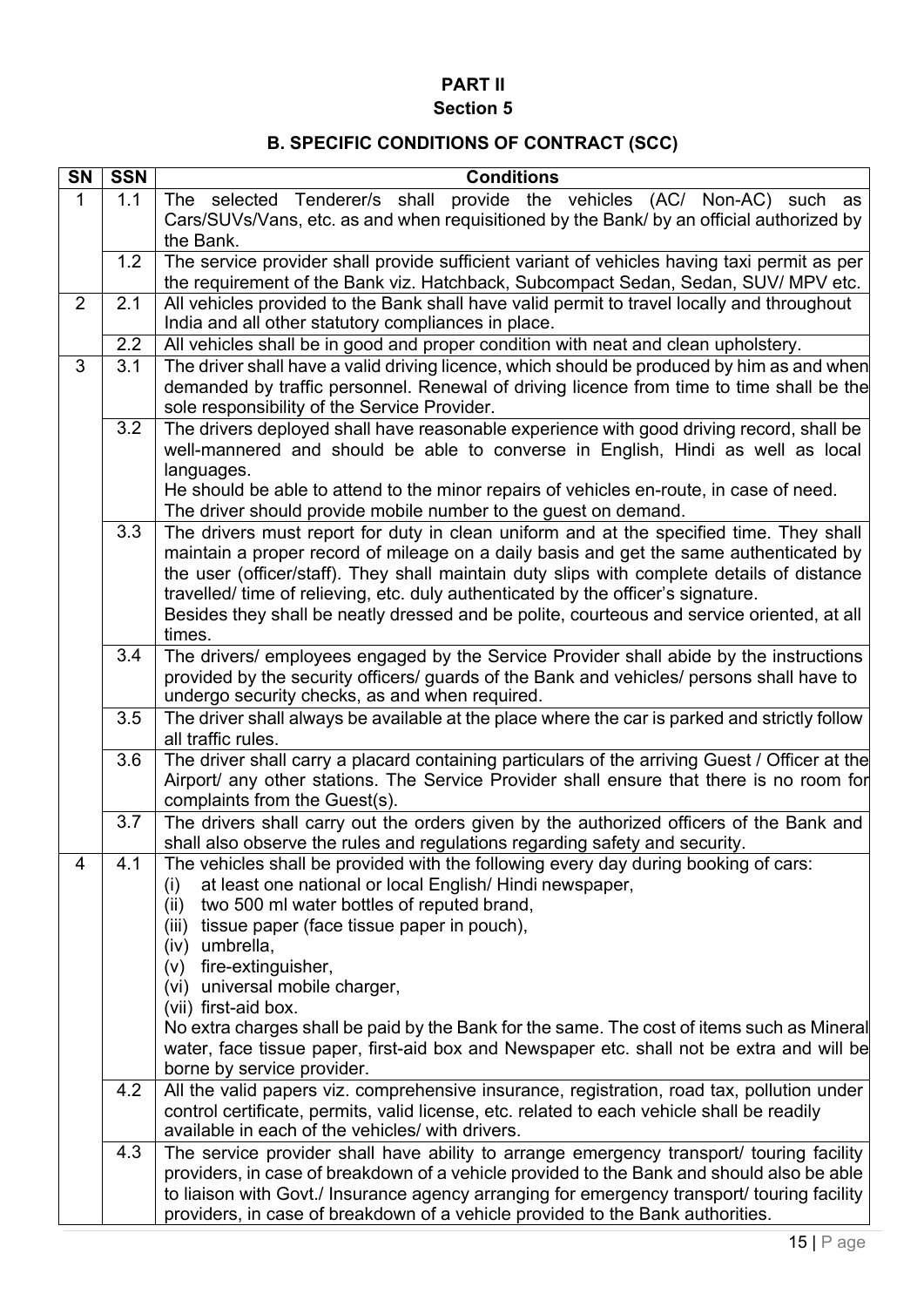# PART II

## Section 5

### B. SPECIFIC CONDITIONS OF CONTRACT (SCC)

| SN | SSN | Conditions |
|---|---|---|
| 1 | 1.1 | The selected Tenderer/s shall provide the vehicles (AC/ Non-AC) such as Cars/SUVs/Vans, etc. as and when requisitioned by the Bank/ by an official authorized by the Bank. |
| | 1.2 | The service provider shall provide sufficient variant of vehicles having taxi permit as per the requirement of the Bank viz. Hatchback, Subcompact Sedan, Sedan, SUV/ MPV etc. |
| 2 | 2.1 | All vehicles provided to the Bank shall have valid permit to travel locally and throughout India and all other statutory compliances in place. |
| | 2.2 | All vehicles shall be in good and proper condition with neat and clean upholstery. |
| 3 | 3.1 | The driver shall have a valid driving licence, which should be produced by him as and when demanded by traffic personnel. Renewal of driving licence from time to time shall be the sole responsibility of the Service Provider. |
| | 3.2 | The drivers deployed shall have reasonable experience with good driving record, shall be well-mannered and should be able to converse in English, Hindi as well as local languages.<br>He should be able to attend to the minor repairs of vehicles en-route, in case of need.<br>The driver should provide mobile number to the guest on demand. |
| | 3.3 | The drivers must report for duty in clean uniform and at the specified time. They shall maintain a proper record of mileage on a daily basis and get the same authenticated by the user (officer/staff). They shall maintain duty slips with complete details of distance travelled/ time of relieving, etc. duly authenticated by the officer's signature.<br>Besides they shall be neatly dressed and be polite, courteous and service oriented, at all times. |
| | 3.4 | The drivers/ employees engaged by the Service Provider shall abide by the instructions provided by the security officers/ guards of the Bank and vehicles/ persons shall have to undergo security checks, as and when required. |
| | 3.5 | The driver shall always be available at the place where the car is parked and strictly follow all traffic rules. |
| | 3.6 | The driver shall carry a placard containing particulars of the arriving Guest / Officer at the Airport/ any other stations. The Service Provider shall ensure that there is no room for complaints from the Guest(s). |
| | 3.7 | The drivers shall carry out the orders given by the authorized officers of the Bank and shall also observe the rules and regulations regarding safety and security. |
| 4 | 4.1 | The vehicles shall be provided with the following every day during booking of cars:<br>(i) at least one national or local English/ Hindi newspaper,<br>(ii) two 500 ml water bottles of reputed brand,<br>(iii) tissue paper (face tissue paper in pouch),<br>(iv) umbrella,<br>(v) fire-extinguisher,<br>(vi) universal mobile charger,<br>(vii) first-aid box.<br>No extra charges shall be paid by the Bank for the same. The cost of items such as Mineral water, face tissue paper, first-aid box and Newspaper etc. shall not be extra and will be borne by service provider. |
| | 4.2 | All the valid papers viz. comprehensive insurance, registration, road tax, pollution under control certificate, permits, valid license, etc. related to each vehicle shall be readily available in each of the vehicles/ with drivers. |
| | 4.3 | The service provider shall have ability to arrange emergency transport/ touring facility providers, in case of breakdown of a vehicle provided to the Bank and should also be able to liaison with Govt./ Insurance agency arranging for emergency transport/ touring facility providers, in case of breakdown of a vehicle provided to the Bank authorities. |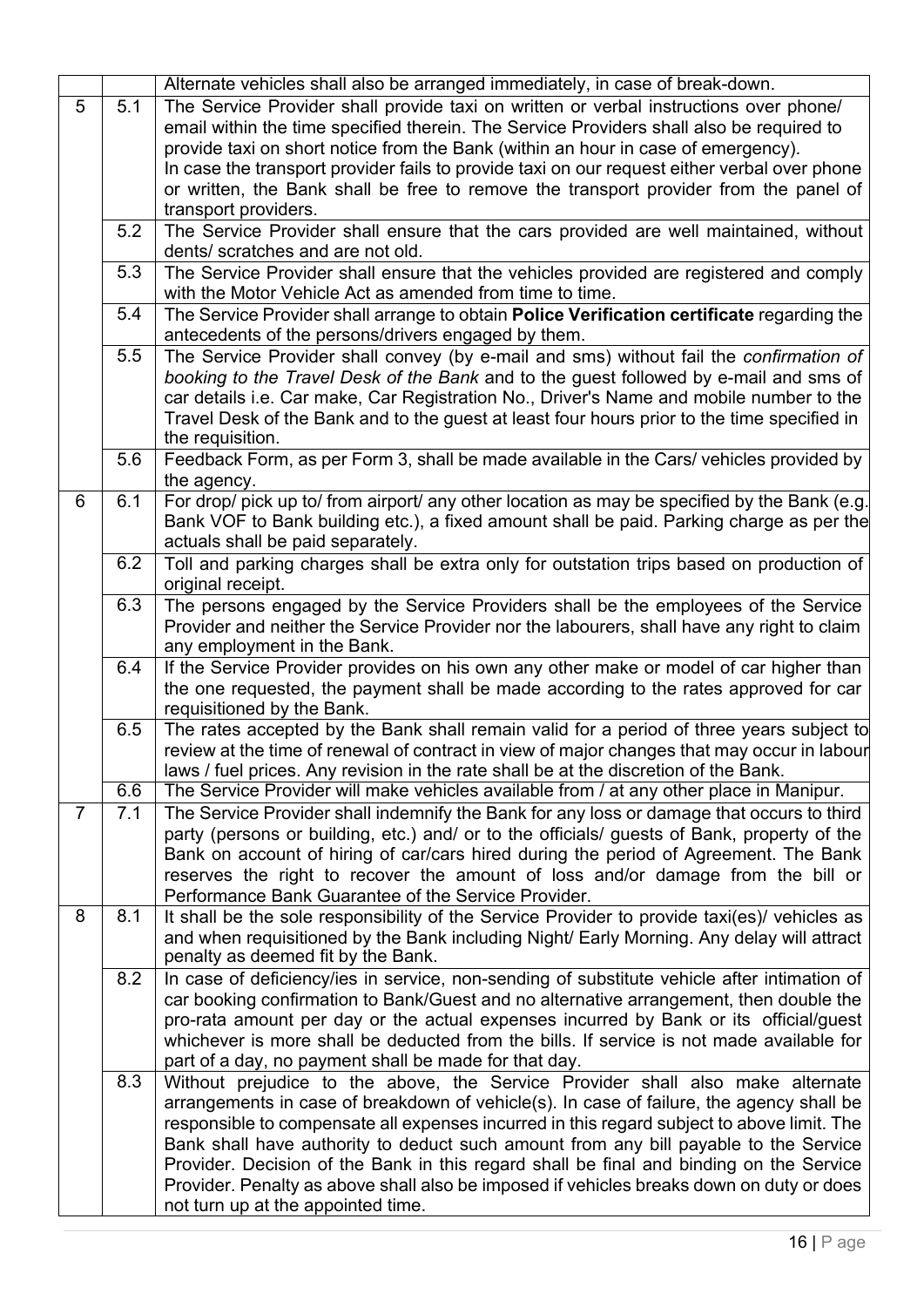| | | |
|---|---|---|
| | | Alternate vehicles shall also be arranged immediately, in case of break-down. |
| 5 | 5.1 | The Service Provider shall provide taxi on written or verbal instructions over phone/ email within the time specified therein. The Service Providers shall also be required to provide taxi on short notice from the Bank (within an hour in case of emergency). In case the transport provider fails to provide taxi on our request either verbal over phone or written, the Bank shall be free to remove the transport provider from the panel of transport providers. |
| | 5.2 | The Service Provider shall ensure that the cars provided are well maintained, without dents/ scratches and are not old. |
| | 5.3 | The Service Provider shall ensure that the vehicles provided are registered and comply with the Motor Vehicle Act as amended from time to time. |
| | 5.4 | The Service Provider shall arrange to obtain **Police Verification certificate** regarding the antecedents of the persons/drivers engaged by them. |
| | 5.5 | The Service Provider shall convey (by e-mail and sms) without fail the *confirmation of booking to the Travel Desk of the Bank* and to the guest followed by e-mail and sms of car details i.e. Car make, Car Registration No., Driver's Name and mobile number to the Travel Desk of the Bank and to the guest at least four hours prior to the time specified in the requisition. |
| | 5.6 | Feedback Form, as per Form 3, shall be made available in the Cars/ vehicles provided by the agency. |
| 6 | 6.1 | For drop/ pick up to/ from airport/ any other location as may be specified by the Bank (e.g. Bank VOF to Bank building etc.), a fixed amount shall be paid. Parking charge as per the actuals shall be paid separately. |
| | 6.2 | Toll and parking charges shall be extra only for outstation trips based on production of original receipt. |
| | 6.3 | The persons engaged by the Service Providers shall be the employees of the Service Provider and neither the Service Provider nor the labourers, shall have any right to claim any employment in the Bank. |
| | 6.4 | If the Service Provider provides on his own any other make or model of car higher than the one requested, the payment shall be made according to the rates approved for car requisitioned by the Bank. |
| | 6.5 | The rates accepted by the Bank shall remain valid for a period of three years subject to review at the time of renewal of contract in view of major changes that may occur in labour laws / fuel prices. Any revision in the rate shall be at the discretion of the Bank. |
| | 6.6 | The Service Provider will make vehicles available from / at any other place in Manipur. |
| 7 | 7.1 | The Service Provider shall indemnify the Bank for any loss or damage that occurs to third party (persons or building, etc.) and/ or to the officials/ guests of Bank, property of the Bank on account of hiring of car/cars hired during the period of Agreement. The Bank reserves the right to recover the amount of loss and/or damage from the bill or Performance Bank Guarantee of the Service Provider. |
| 8 | 8.1 | It shall be the sole responsibility of the Service Provider to provide taxi(es)/ vehicles as and when requisitioned by the Bank including Night/ Early Morning. Any delay will attract penalty as deemed fit by the Bank. |
| | 8.2 | In case of deficiency/ies in service, non-sending of substitute vehicle after intimation of car booking confirmation to Bank/Guest and no alternative arrangement, then double the pro-rata amount per day or the actual expenses incurred by Bank or its official/guest whichever is more shall be deducted from the bills. If service is not made available for part of a day, no payment shall be made for that day. |
| | 8.3 | Without prejudice to the above, the Service Provider shall also make alternate arrangements in case of breakdown of vehicle(s). In case of failure, the agency shall be responsible to compensate all expenses incurred in this regard subject to above limit. The Bank shall have authority to deduct such amount from any bill payable to the Service Provider. Decision of the Bank in this regard shall be final and binding on the Service Provider. Penalty as above shall also be imposed if vehicles breaks down on duty or does not turn up at the appointed time. |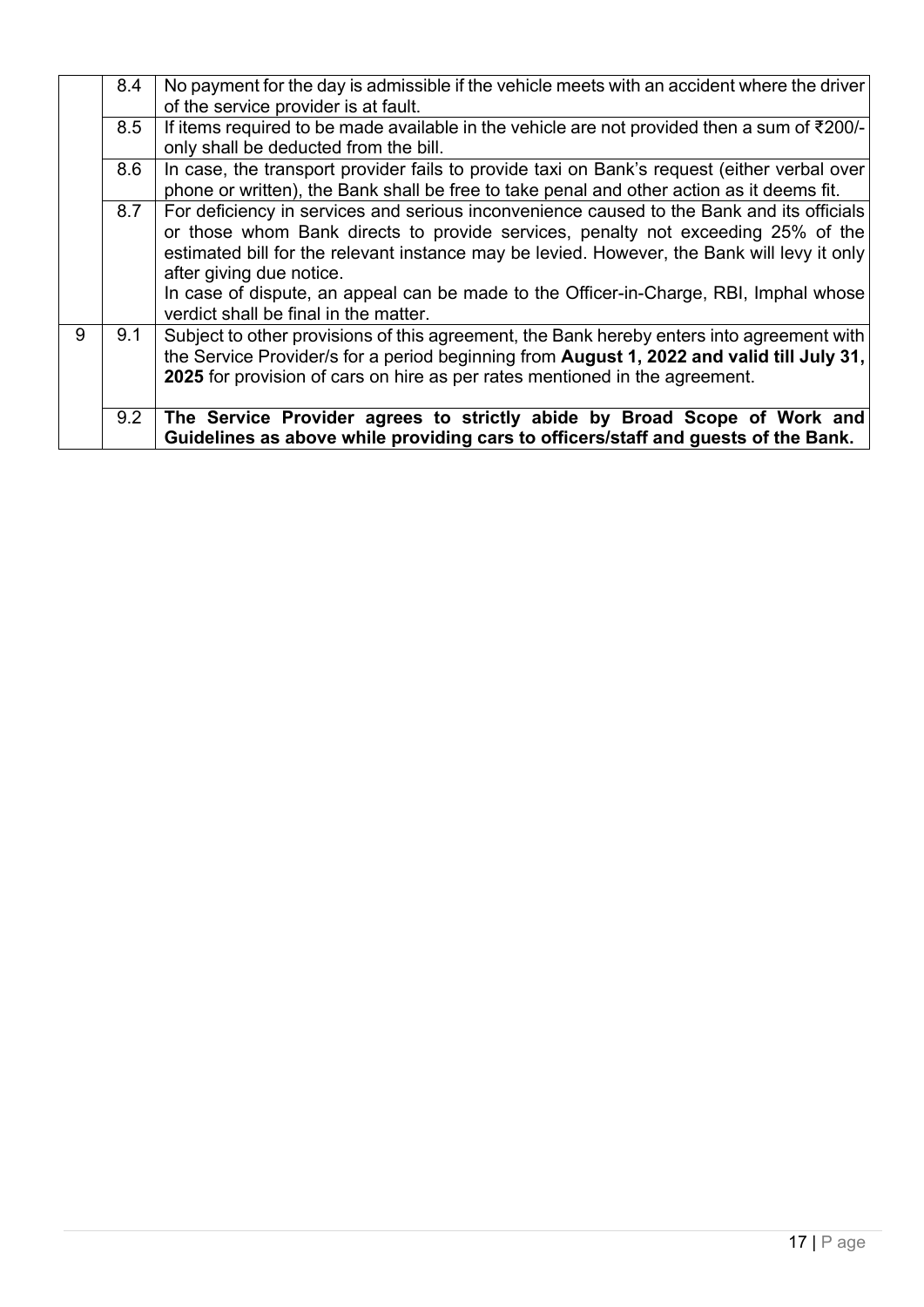|  |  |  |
|---|---|---|
|  | 8.4 | No payment for the day is admissible if the vehicle meets with an accident where the driver of the service provider is at fault. |
|  | 8.5 | If items required to be made available in the vehicle are not provided then a sum of ₹200/- only shall be deducted from the bill. |
|  | 8.6 | In case, the transport provider fails to provide taxi on Bank's request (either verbal over phone or written), the Bank shall be free to take penal and other action as it deems fit. |
|  | 8.7 | For deficiency in services and serious inconvenience caused to the Bank and its officials or those whom Bank directs to provide services, penalty not exceeding 25% of the estimated bill for the relevant instance may be levied. However, the Bank will levy it only after giving due notice.<br>In case of dispute, an appeal can be made to the Officer-in-Charge, RBI, Imphal whose verdict shall be final in the matter. |
| 9 | 9.1 | Subject to other provisions of this agreement, the Bank hereby enters into agreement with the Service Provider/s for a period beginning from **August 1, 2022 and valid till July 31, 2025** for provision of cars on hire as per rates mentioned in the agreement. |
|  | 9.2 | **The Service Provider agrees to strictly abide by Broad Scope of Work and Guidelines as above while providing cars to officers/staff and guests of the Bank.** |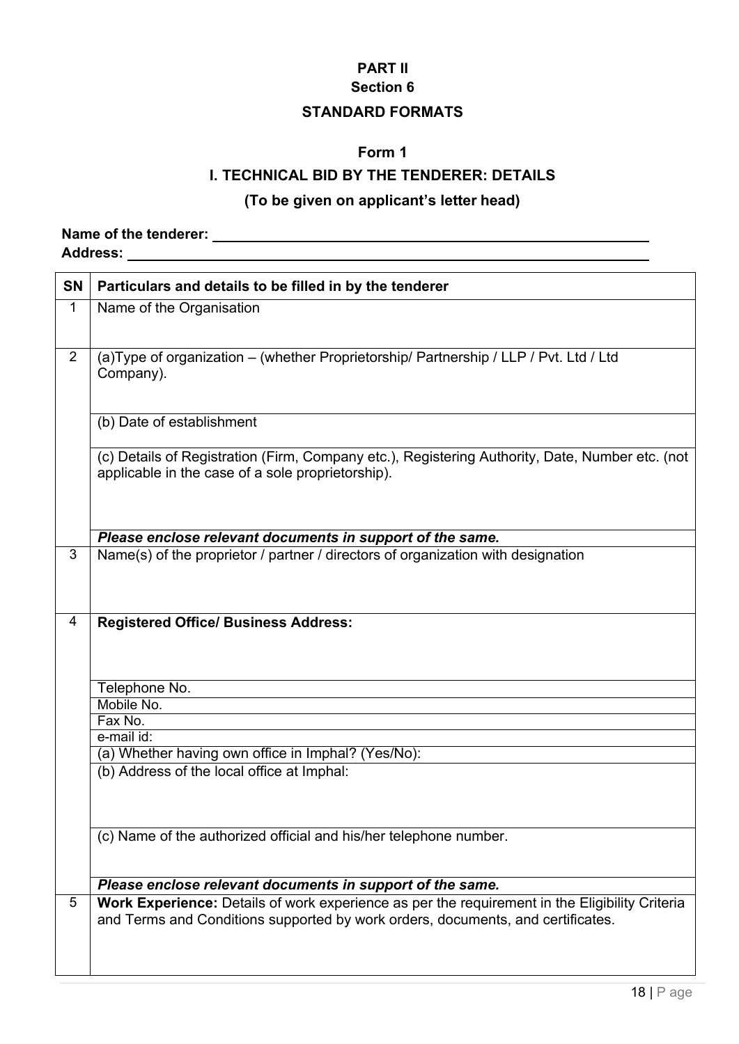**PART II**

**Section 6**

**STANDARD FORMATS**

**Form 1**

**I. TECHNICAL BID BY THE TENDERER: DETAILS**

**(To be given on applicant's letter head)**

**Name of the tenderer:** ______________________________

**Address:** ______________________________

| SN | Particulars and details to be filled in by the tenderer |
|---|---|
| 1 | Name of the Organisation |
| 2 | (a)Type of organization – (whether Proprietorship/ Partnership / LLP / Pvt. Ltd / Ltd Company). |
| | (b) Date of establishment |
| | (c) Details of Registration (Firm, Company etc.), Registering Authority, Date, Number etc. (not applicable in the case of a sole proprietorship). |
| | ***Please enclose relevant documents in support of the same.*** |
| 3 | Name(s) of the proprietor / partner / directors of organization with designation |
| 4 | **Registered Office/ Business Address:** |
| | Telephone No. |
| | Mobile No. |
| | Fax No. |
| | e-mail id: |
| | (a) Whether having own office in Imphal? (Yes/No): |
| | (b) Address of the local office at Imphal: |
| | (c) Name of the authorized official and his/her telephone number. |
| | ***Please enclose relevant documents in support of the same.*** |
| 5 | **Work Experience:** Details of work experience as per the requirement in the Eligibility Criteria and Terms and Conditions supported by work orders, documents, and certificates. |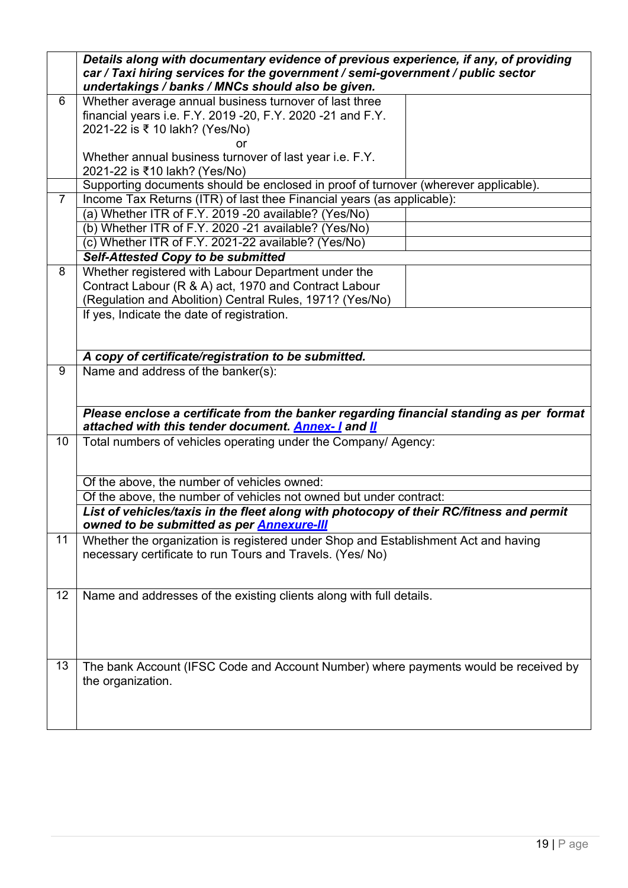| | | |
|---|---|---|
| | ***Details along with documentary evidence of previous experience, if any, of providing car / Taxi hiring services for the government / semi-government / public sector undertakings / banks / MNCs should also be given.*** | |
| 6 | Whether average annual business turnover of last three financial years i.e. F.Y. 2019 -20, F.Y. 2020 -21 and F.Y. 2021-22 is ₹ 10 lakh? (Yes/No)<br>or<br>Whether annual business turnover of last year i.e. F.Y. 2021-22 is ₹10 lakh? (Yes/No) | |
| | Supporting documents should be enclosed in proof of turnover (wherever applicable). | |
| 7 | Income Tax Returns (ITR) of last thee Financial years (as applicable): | |
| | (a) Whether ITR of F.Y. 2019 -20 available? (Yes/No) | |
| | (b) Whether ITR of F.Y. 2020 -21 available? (Yes/No) | |
| | (c) Whether ITR of F.Y. 2021-22 available? (Yes/No) | |
| | ***Self-Attested Copy to be submitted*** | |
| 8 | Whether registered with Labour Department under the Contract Labour (R & A) act, 1970 and Contract Labour (Regulation and Abolition) Central Rules, 1971? (Yes/No) | |
| | If yes, Indicate the date of registration. | |
| | ***A copy of certificate/registration to be submitted.*** | |
| 9 | Name and address of the banker(s): | |
| | ***Please enclose a certificate from the banker regarding financial standing as per format attached with this tender document. Annex- I and II*** | |
| 10 | Total numbers of vehicles operating under the Company/ Agency: | |
| | Of the above, the number of vehicles owned: | |
| | Of the above, the number of vehicles not owned but under contract: | |
| | ***List of vehicles/taxis in the fleet along with photocopy of their RC/fitness and permit owned to be submitted as per Annexure-III*** | |
| 11 | Whether the organization is registered under Shop and Establishment Act and having necessary certificate to run Tours and Travels. (Yes/ No) | |
| 12 | Name and addresses of the existing clients along with full details. | |
| 13 | The bank Account (IFSC Code and Account Number) where payments would be received by the organization. | |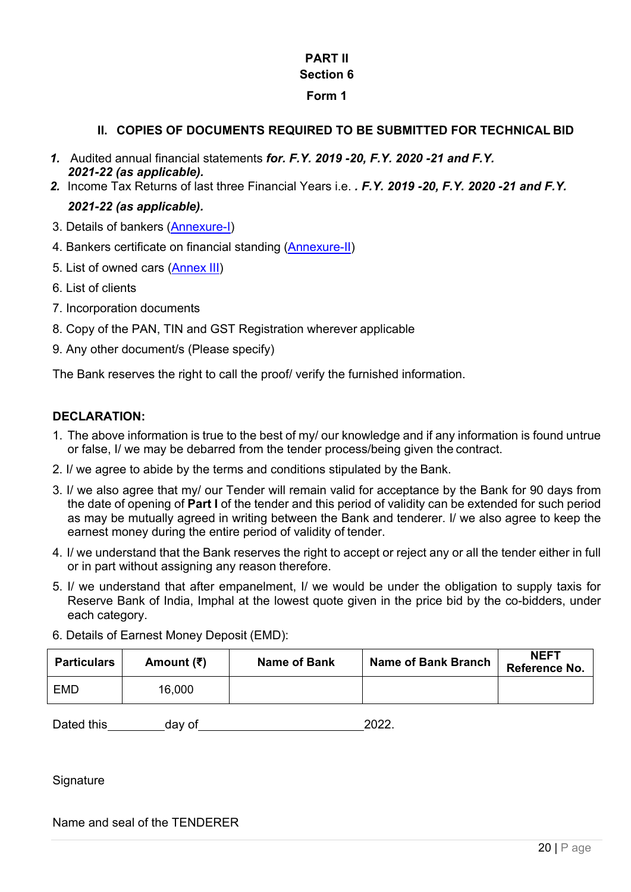**PART II**
**Section 6**
**Form 1**

## II. COPIES OF DOCUMENTS REQUIRED TO BE SUBMITTED FOR TECHNICAL BID

1. Audited annual financial statements ***for. F.Y. 2019 -20, F.Y. 2020 -21 and F.Y. 2021-22 (as applicable).***
2. Income Tax Returns of last three Financial Years i.e. ***. F.Y. 2019 -20, F.Y. 2020 -21 and F.Y. 2021-22 (as applicable).***
3. Details of bankers (Annexure-I)
4. Bankers certificate on financial standing (Annexure-II)
5. List of owned cars (Annex III)
6. List of clients
7. Incorporation documents
8. Copy of the PAN, TIN and GST Registration wherever applicable
9. Any other document/s (Please specify)

The Bank reserves the right to call the proof/ verify the furnished information.

**DECLARATION:**

1. The above information is true to the best of my/ our knowledge and if any information is found untrue or false, I/ we may be debarred from the tender process/being given the contract.
2. I/ we agree to abide by the terms and conditions stipulated by the Bank.
3. I/ we also agree that my/ our Tender will remain valid for acceptance by the Bank for 90 days from the date of opening of **Part I** of the tender and this period of validity can be extended for such period as may be mutually agreed in writing between the Bank and tenderer. I/ we also agree to keep the earnest money during the entire period of validity of tender.
4. I/ we understand that the Bank reserves the right to accept or reject any or all the tender either in full or in part without assigning any reason therefore.
5. I/ we understand that after empanelment, I/ we would be under the obligation to supply taxis for Reserve Bank of India, Imphal at the lowest quote given in the price bid by the co-bidders, under each category.
6. Details of Earnest Money Deposit (EMD):

| Particulars | Amount (₹) | Name of Bank | Name of Bank Branch | NEFT Reference No. |
|---|---|---|---|---|
| EMD | 16,000 | | | |

Dated this\_\_\_\_\_\_\_\_\_day of\_\_\_\_\_\_\_\_\_\_\_\_\_\_\_\_\_\_\_\_\_\_\_\_2022.

Signature

Name and seal of the TENDERER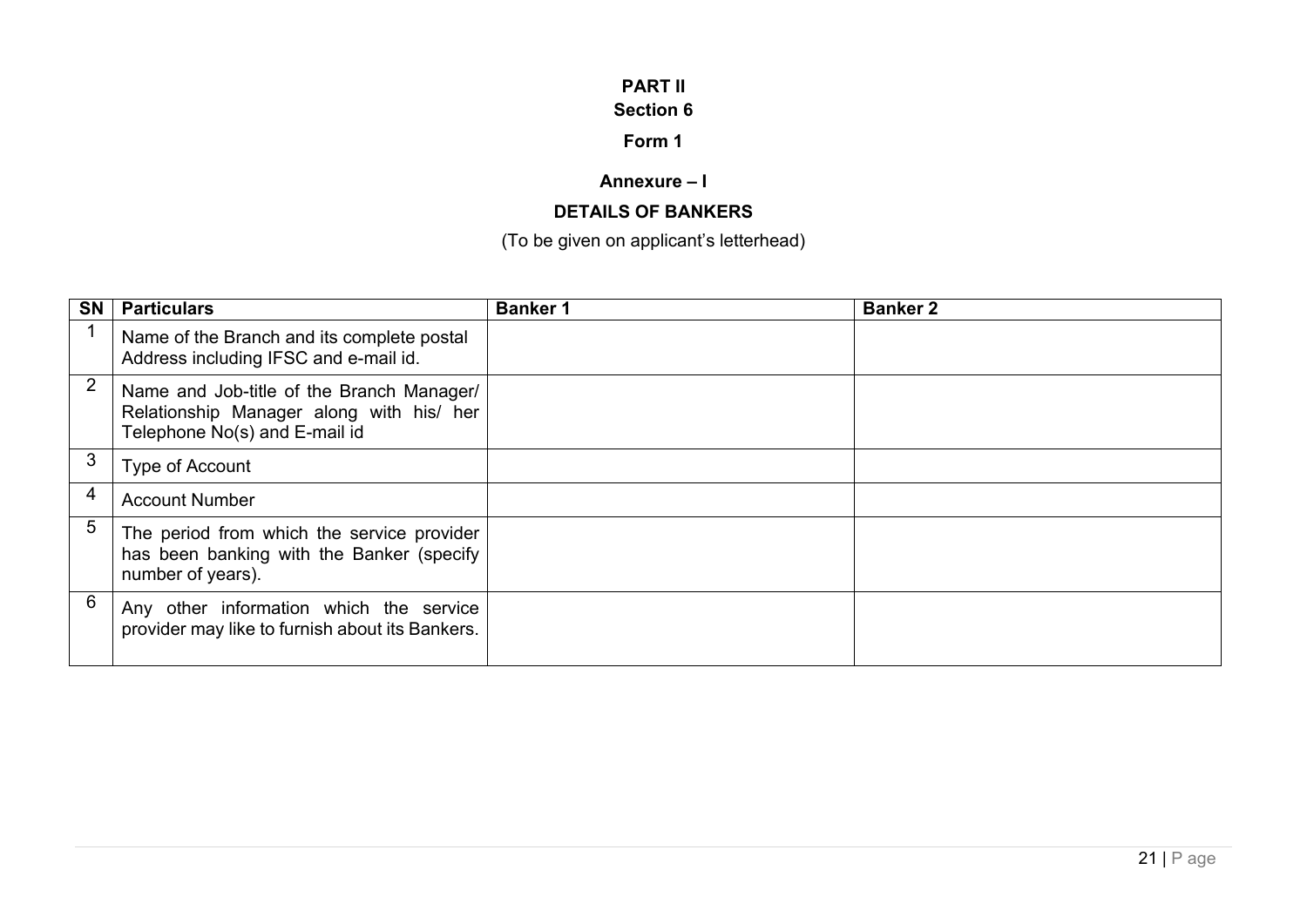**PART II**

**Section 6**

**Form 1**

**Annexure – I**

**DETAILS OF BANKERS**

(To be given on applicant's letterhead)

| SN | Particulars | Banker 1 | Banker 2 |
|---|---|---|---|
| 1 | Name of the Branch and its complete postal Address including IFSC and e-mail id. | | |
| 2 | Name and Job-title of the Branch Manager/ Relationship Manager along with his/ her Telephone No(s) and E-mail id | | |
| 3 | Type of Account | | |
| 4 | Account Number | | |
| 5 | The period from which the service provider has been banking with the Banker (specify number of years). | | |
| 6 | Any other information which the service provider may like to furnish about its Bankers. | | |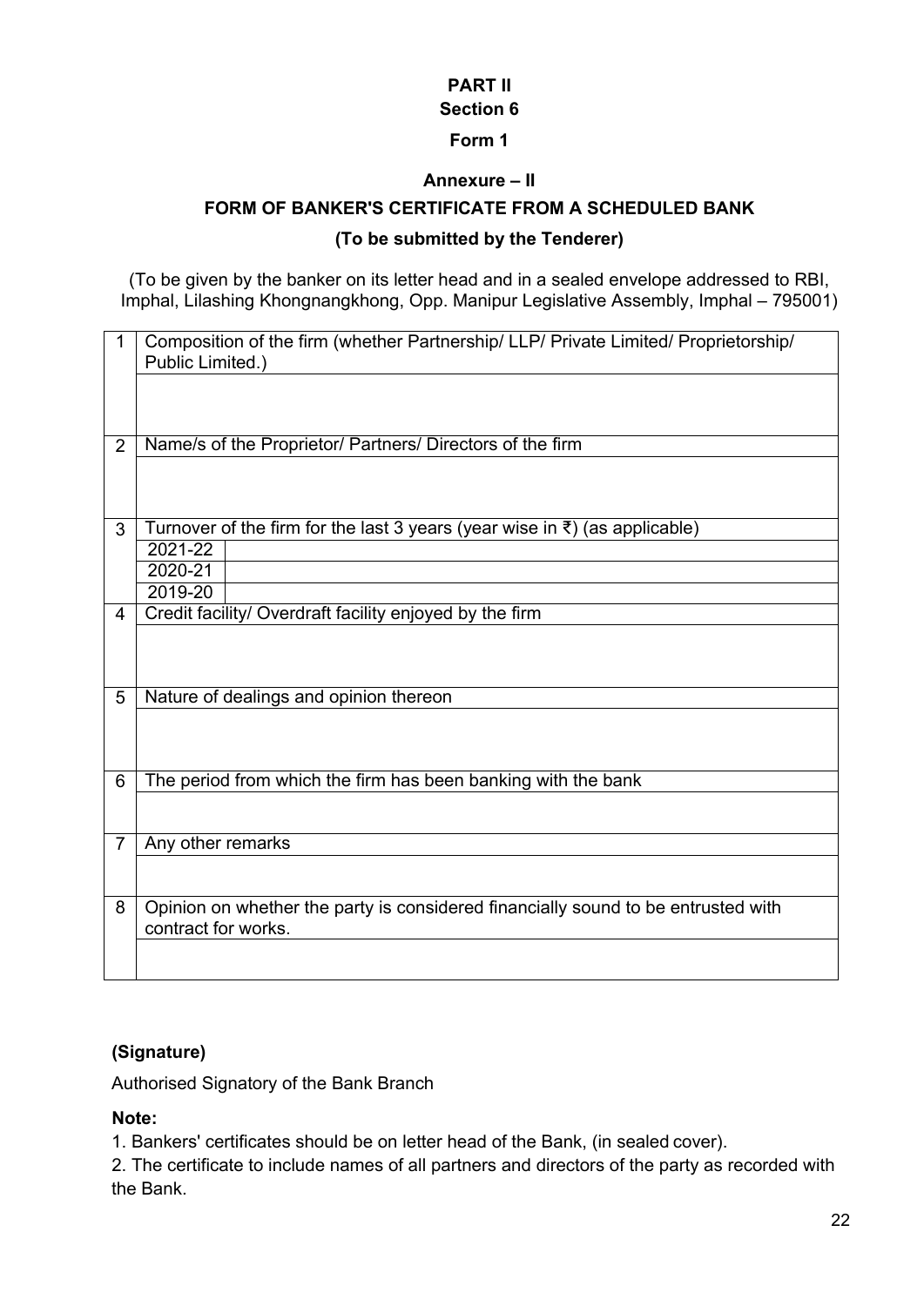**PART II**

**Section 6**

**Form 1**

**Annexure – II**

**FORM OF BANKER'S CERTIFICATE FROM A SCHEDULED BANK**

**(To be submitted by the Tenderer)**

(To be given by the banker on its letter head and in a sealed envelope addressed to RBI, Imphal, Lilashing Khongnangkhong, Opp. Manipur Legislative Assembly, Imphal – 795001)

| | | |
|---|---|---|
| 1 | Composition of the firm (whether Partnership/ LLP/ Private Limited/ Proprietorship/ Public Limited.) | |
| | | |
| 2 | Name/s of the Proprietor/ Partners/ Directors of the firm | |
| | | |
| 3 | Turnover of the firm for the last 3 years (year wise in ₹) (as applicable) | |
| | 2021-22 | |
| | 2020-21 | |
| | 2019-20 | |
| 4 | Credit facility/ Overdraft facility enjoyed by the firm | |
| | | |
| 5 | Nature of dealings and opinion thereon | |
| | | |
| 6 | The period from which the firm has been banking with the bank | |
| | | |
| 7 | Any other remarks | |
| | | |
| 8 | Opinion on whether the party is considered financially sound to be entrusted with contract for works. | |
| | | |

**(Signature)**

Authorised Signatory of the Bank Branch

**Note:**

1. Bankers' certificates should be on letter head of the Bank, (in sealed cover).
2. The certificate to include names of all partners and directors of the party as recorded with the Bank.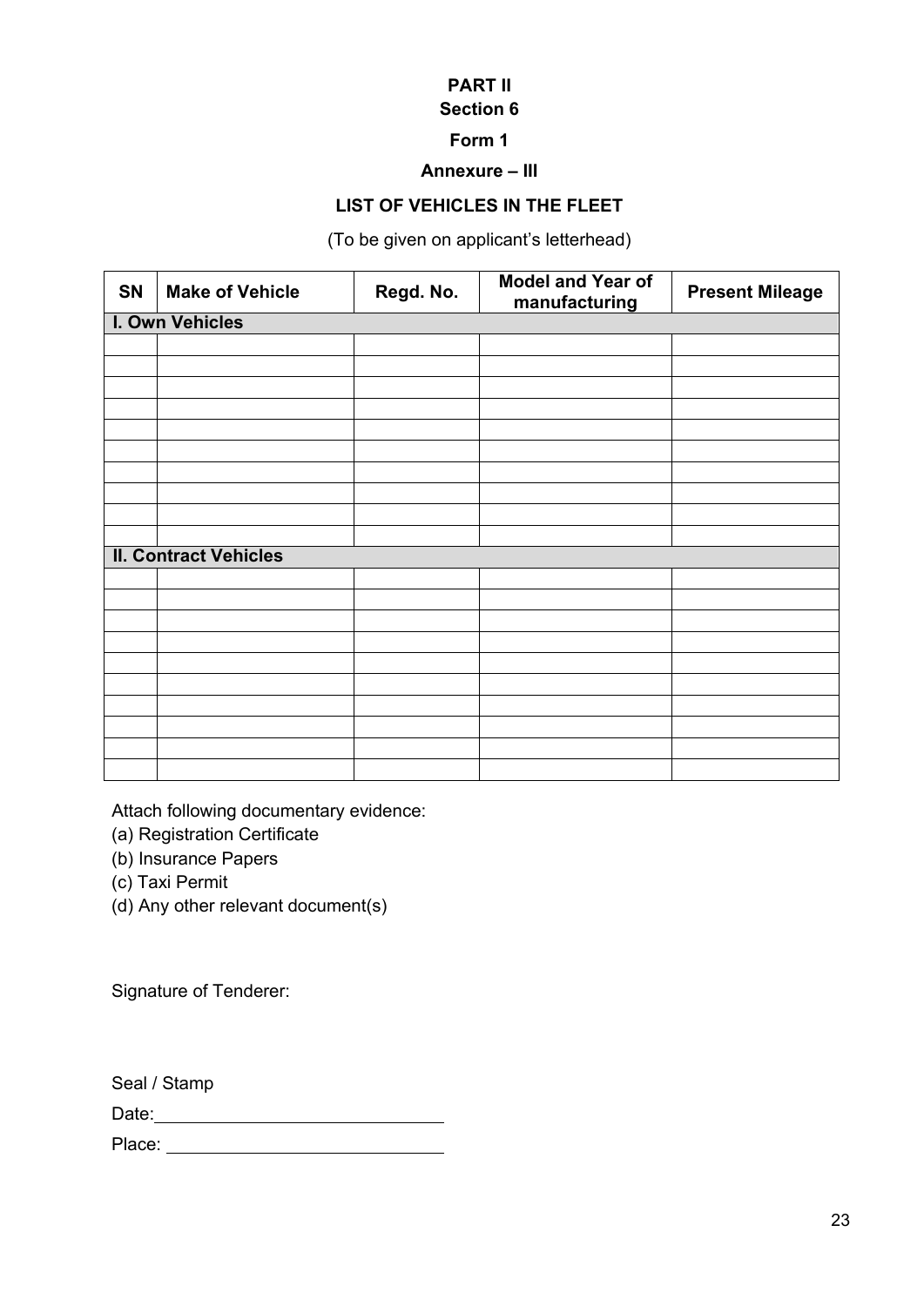**PART II**

**Section 6**

**Form 1**

**Annexure – III**

**LIST OF VEHICLES IN THE FLEET**

(To be given on applicant's letterhead)

| SN | Make of Vehicle | Regd. No. | Model and Year of manufacturing | Present Mileage |
|---|---|---|---|---|
| **I. Own Vehicles** | | | | |
| | | | | |
| | | | | |
| | | | | |
| | | | | |
| | | | | |
| | | | | |
| | | | | |
| | | | | |
| | | | | |
| | | | | |
| **II. Contract Vehicles** | | | | |
| | | | | |
| | | | | |
| | | | | |
| | | | | |
| | | | | |
| | | | | |
| | | | | |
| | | | | |
| | | | | |
| | | | | |

Attach following documentary evidence:

(a) Registration Certificate

(b) Insurance Papers

(c) Taxi Permit

(d) Any other relevant document(s)

Signature of Tenderer:

Seal / Stamp

Date:\_\_\_\_\_\_\_\_\_\_\_\_\_\_\_\_\_\_\_\_\_\_\_\_\_\_\_\_

Place: \_\_\_\_\_\_\_\_\_\_\_\_\_\_\_\_\_\_\_\_\_\_\_\_\_\_\_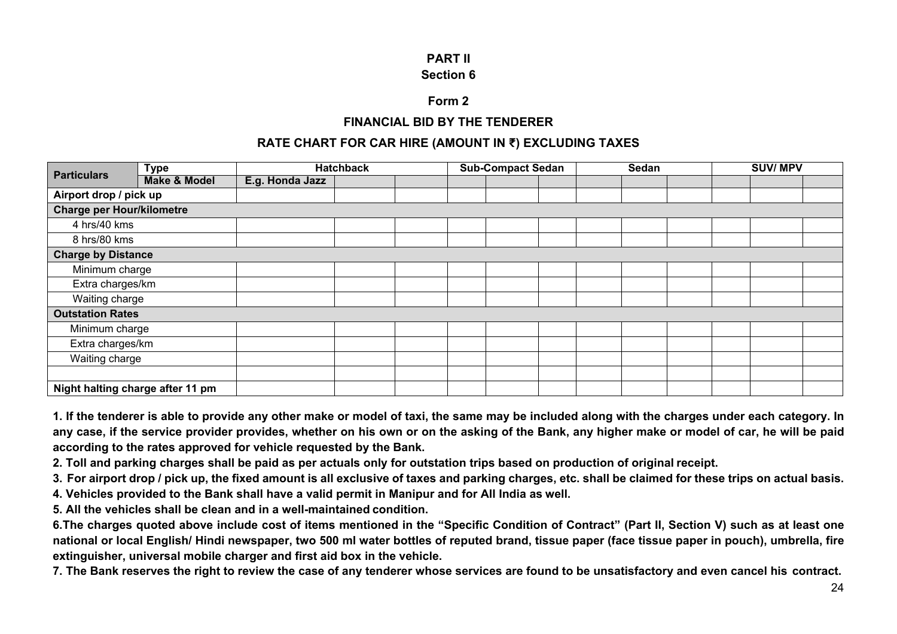**PART II**

**Section 6**

**Form 2**

**FINANCIAL BID BY THE TENDERER**

**RATE CHART FOR CAR HIRE (AMOUNT IN ₹) EXCLUDING TAXES**

| **Particulars** | **Type** | **Hatchback** | | | **Sub-Compact Sedan** | | | **Sedan** | | | **SUV/ MPV** | | |
|---|---|---|---|---|---|---|---|---|---|---|---|---|---|
| | **Make & Model** | **E.g. Honda Jazz** | | | | | | | | | | | |
| **Airport drop / pick up** | | | | | | | | | | | | | |
| **Charge per Hour/kilometre** | | | | | | | | | | | | | |
| 4 hrs/40 kms | | | | | | | | | | | | | |
| 8 hrs/80 kms | | | | | | | | | | | | | |
| **Charge by Distance** | | | | | | | | | | | | | |
| Minimum charge | | | | | | | | | | | | | |
| Extra charges/km | | | | | | | | | | | | | |
| Waiting charge | | | | | | | | | | | | | |
| **Outstation Rates** | | | | | | | | | | | | | |
| Minimum charge | | | | | | | | | | | | | |
| Extra charges/km | | | | | | | | | | | | | |
| Waiting charge | | | | | | | | | | | | | |
| | | | | | | | | | | | | | |
| **Night halting charge after 11 pm** | | | | | | | | | | | | | |

**1. If the tenderer is able to provide any other make or model of taxi, the same may be included along with the charges under each category. In any case, if the service provider provides, whether on his own or on the asking of the Bank, any higher make or model of car, he will be paid according to the rates approved for vehicle requested by the Bank.**

**2. Toll and parking charges shall be paid as per actuals only for outstation trips based on production of original receipt.**

**3. For airport drop / pick up, the fixed amount is all exclusive of taxes and parking charges, etc. shall be claimed for these trips on actual basis.**

**4. Vehicles provided to the Bank shall have a valid permit in Manipur and for All India as well.**

**5. All the vehicles shall be clean and in a well-maintained condition.**

**6.The charges quoted above include cost of items mentioned in the "Specific Condition of Contract" (Part II, Section V) such as at least one national or local English/ Hindi newspaper, two 500 ml water bottles of reputed brand, tissue paper (face tissue paper in pouch), umbrella, fire extinguisher, universal mobile charger and first aid box in the vehicle.**

**7. The Bank reserves the right to review the case of any tenderer whose services are found to be unsatisfactory and even cancel his contract.**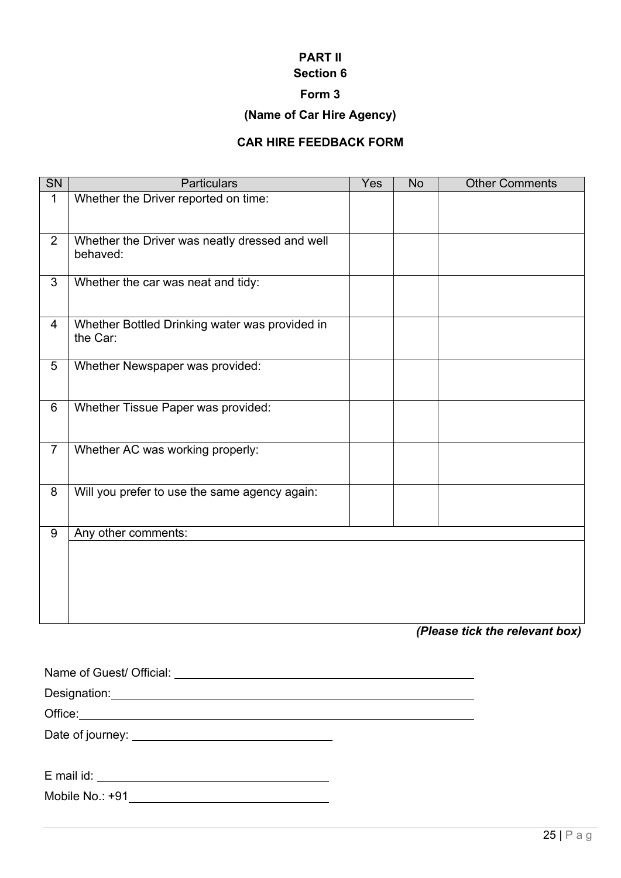**PART II**

**Section 6**

**Form 3**

**(Name of Car Hire Agency)**

**CAR HIRE FEEDBACK FORM**

| SN | Particulars | Yes | No | Other Comments |
|---|---|---|---|---|
| 1 | Whether the Driver reported on time: | | | |
| 2 | Whether the Driver was neatly dressed and well behaved: | | | |
| 3 | Whether the car was neat and tidy: | | | |
| 4 | Whether Bottled Drinking water was provided in the Car: | | | |
| 5 | Whether Newspaper was provided: | | | |
| 6 | Whether Tissue Paper was provided: | | | |
| 7 | Whether AC was working properly: | | | |
| 8 | Will you prefer to use the same agency again: | | | |
| 9 | Any other comments: | | | |

***(Please tick the relevant box)***

Name of Guest/ Official: ______________________________

Designation: ______________________________

Office: ______________________________

Date of journey: ______________________

E mail id: ______________________

Mobile No.: +91______________________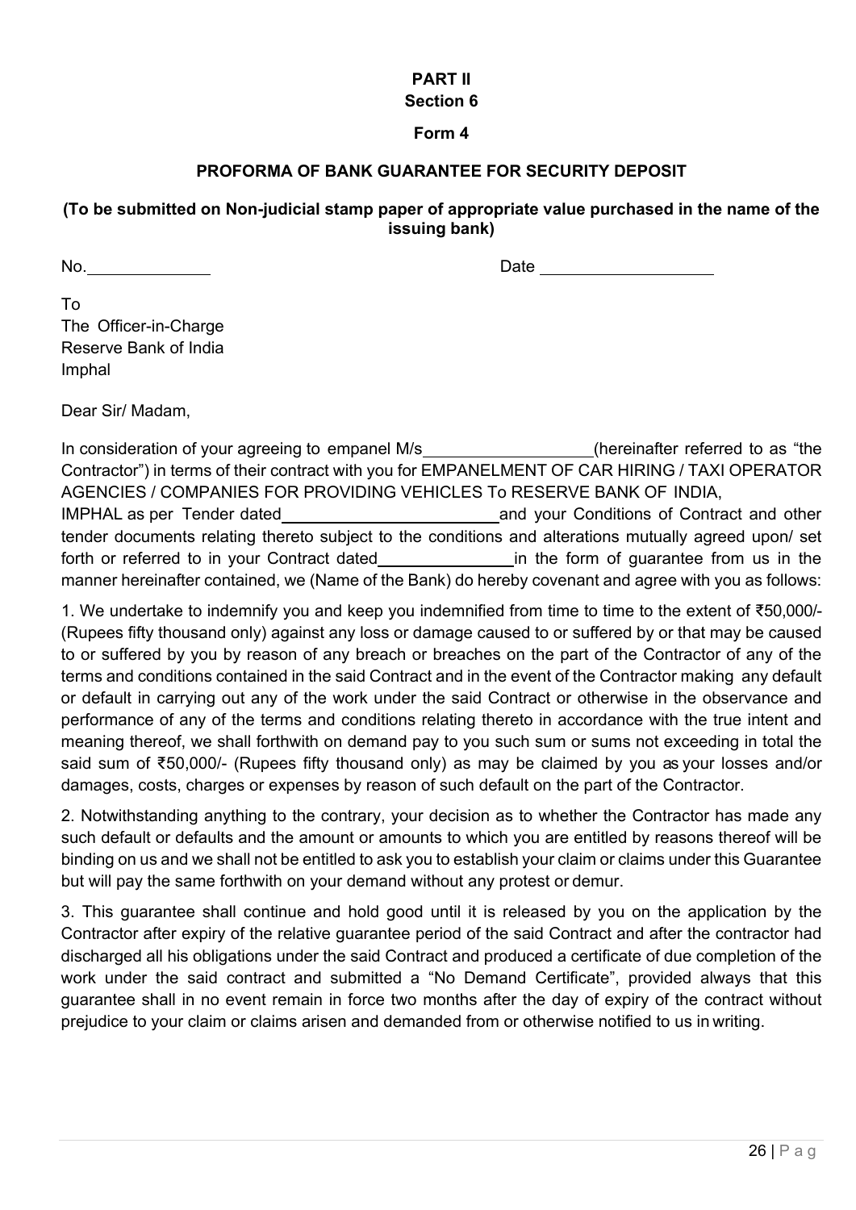**PART II**

**Section 6**

**Form 4**

**PROFORMA OF BANK GUARANTEE FOR SECURITY DEPOSIT**

**(To be submitted on Non-judicial stamp paper of appropriate value purchased in the name of the issuing bank)**

No.\_\_\_\_\_\_\_\_\_\_\_\_\_ Date \_\_\_\_\_\_\_\_\_\_\_\_\_\_\_\_\_\_\_

To
The Officer-in-Charge
Reserve Bank of India
Imphal

Dear Sir/ Madam,

In consideration of your agreeing to empanel M/s\_\_\_\_\_\_\_\_\_\_\_\_\_\_\_\_\_\_(hereinafter referred to as "the Contractor") in terms of their contract with you for EMPANELMENT OF CAR HIRING / TAXI OPERATOR AGENCIES / COMPANIES FOR PROVIDING VEHICLES To RESERVE BANK OF INDIA, IMPHAL as per Tender dated\_\_\_\_\_\_\_\_\_\_\_\_\_\_\_\_\_\_\_\_\_\_\_\_and your Conditions of Contract and other tender documents relating thereto subject to the conditions and alterations mutually agreed upon/ set forth or referred to in your Contract dated\_\_\_\_\_\_\_\_\_\_\_\_\_\_\_in the form of guarantee from us in the manner hereinafter contained, we (Name of the Bank) do hereby covenant and agree with you as follows:

1. We undertake to indemnify you and keep you indemnified from time to time to the extent of ₹50,000/- (Rupees fifty thousand only) against any loss or damage caused to or suffered by or that may be caused to or suffered by you by reason of any breach or breaches on the part of the Contractor of any of the terms and conditions contained in the said Contract and in the event of the Contractor making any default or default in carrying out any of the work under the said Contract or otherwise in the observance and performance of any of the terms and conditions relating thereto in accordance with the true intent and meaning thereof, we shall forthwith on demand pay to you such sum or sums not exceeding in total the said sum of ₹50,000/- (Rupees fifty thousand only) as may be claimed by you as your losses and/or damages, costs, charges or expenses by reason of such default on the part of the Contractor.

2. Notwithstanding anything to the contrary, your decision as to whether the Contractor has made any such default or defaults and the amount or amounts to which you are entitled by reasons thereof will be binding on us and we shall not be entitled to ask you to establish your claim or claims under this Guarantee but will pay the same forthwith on your demand without any protest or demur.

3. This guarantee shall continue and hold good until it is released by you on the application by the Contractor after expiry of the relative guarantee period of the said Contract and after the contractor had discharged all his obligations under the said Contract and produced a certificate of due completion of the work under the said contract and submitted a "No Demand Certificate", provided always that this guarantee shall in no event remain in force two months after the day of expiry of the contract without prejudice to your claim or claims arisen and demanded from or otherwise notified to us in writing.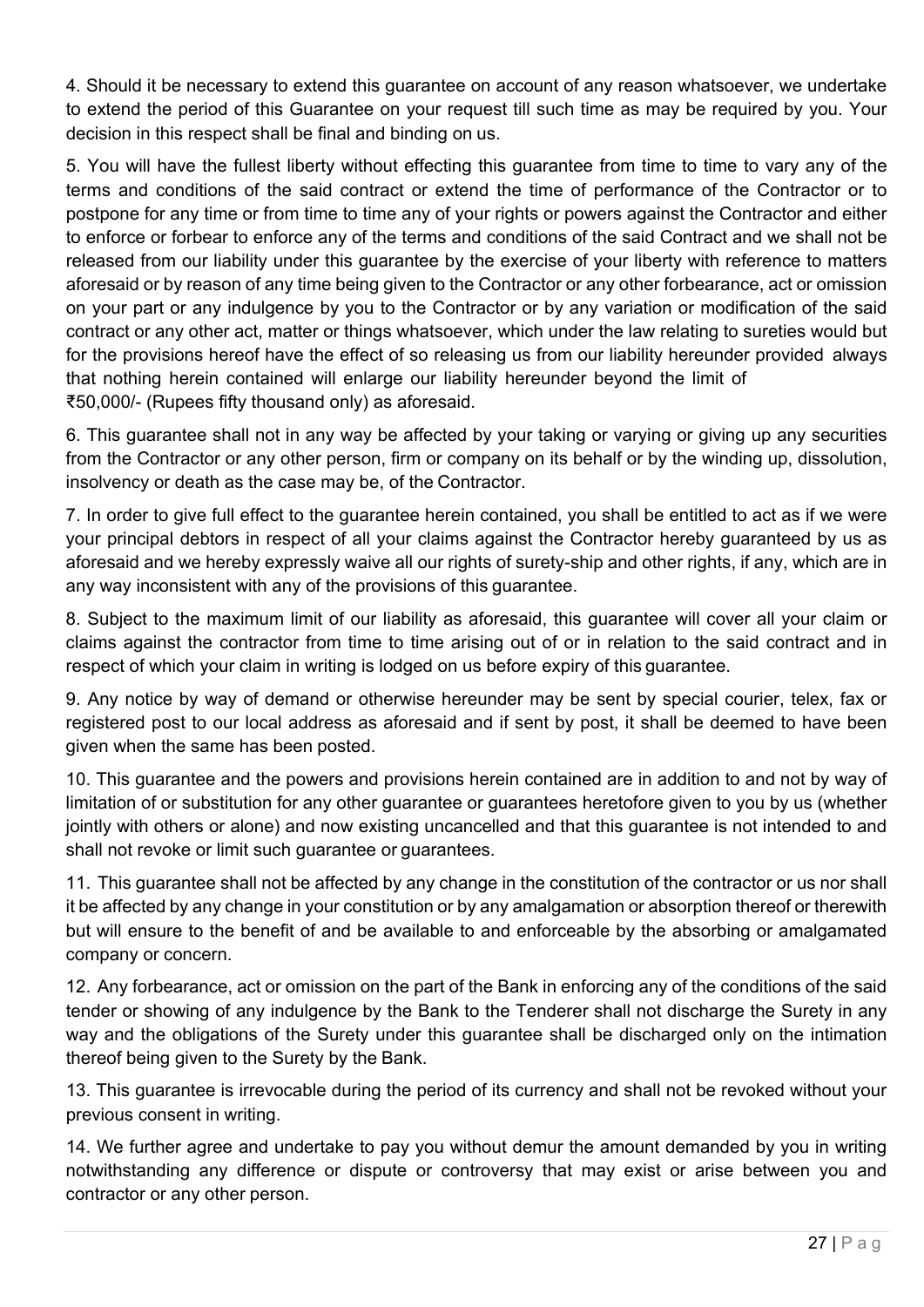4. Should it be necessary to extend this guarantee on account of any reason whatsoever, we undertake to extend the period of this Guarantee on your request till such time as may be required by you. Your decision in this respect shall be final and binding on us.

5. You will have the fullest liberty without effecting this guarantee from time to time to vary any of the terms and conditions of the said contract or extend the time of performance of the Contractor or to postpone for any time or from time to time any of your rights or powers against the Contractor and either to enforce or forbear to enforce any of the terms and conditions of the said Contract and we shall not be released from our liability under this guarantee by the exercise of your liberty with reference to matters aforesaid or by reason of any time being given to the Contractor or any other forbearance, act or omission on your part or any indulgence by you to the Contractor or by any variation or modification of the said contract or any other act, matter or things whatsoever, which under the law relating to sureties would but for the provisions hereof have the effect of so releasing us from our liability hereunder provided always that nothing herein contained will enlarge our liability hereunder beyond the limit of ₹50,000/- (Rupees fifty thousand only) as aforesaid.

6. This guarantee shall not in any way be affected by your taking or varying or giving up any securities from the Contractor or any other person, firm or company on its behalf or by the winding up, dissolution, insolvency or death as the case may be, of the Contractor.

7. In order to give full effect to the guarantee herein contained, you shall be entitled to act as if we were your principal debtors in respect of all your claims against the Contractor hereby guaranteed by us as aforesaid and we hereby expressly waive all our rights of surety-ship and other rights, if any, which are in any way inconsistent with any of the provisions of this guarantee.

8. Subject to the maximum limit of our liability as aforesaid, this guarantee will cover all your claim or claims against the contractor from time to time arising out of or in relation to the said contract and in respect of which your claim in writing is lodged on us before expiry of this guarantee.

9. Any notice by way of demand or otherwise hereunder may be sent by special courier, telex, fax or registered post to our local address as aforesaid and if sent by post, it shall be deemed to have been given when the same has been posted.

10. This guarantee and the powers and provisions herein contained are in addition to and not by way of limitation of or substitution for any other guarantee or guarantees heretofore given to you by us (whether jointly with others or alone) and now existing uncancelled and that this guarantee is not intended to and shall not revoke or limit such guarantee or guarantees.

11. This guarantee shall not be affected by any change in the constitution of the contractor or us nor shall it be affected by any change in your constitution or by any amalgamation or absorption thereof or therewith but will ensure to the benefit of and be available to and enforceable by the absorbing or amalgamated company or concern.

12. Any forbearance, act or omission on the part of the Bank in enforcing any of the conditions of the said tender or showing of any indulgence by the Bank to the Tenderer shall not discharge the Surety in any way and the obligations of the Surety under this guarantee shall be discharged only on the intimation thereof being given to the Surety by the Bank.

13. This guarantee is irrevocable during the period of its currency and shall not be revoked without your previous consent in writing.

14. We further agree and undertake to pay you without demur the amount demanded by you in writing notwithstanding any difference or dispute or controversy that may exist or arise between you and contractor or any other person.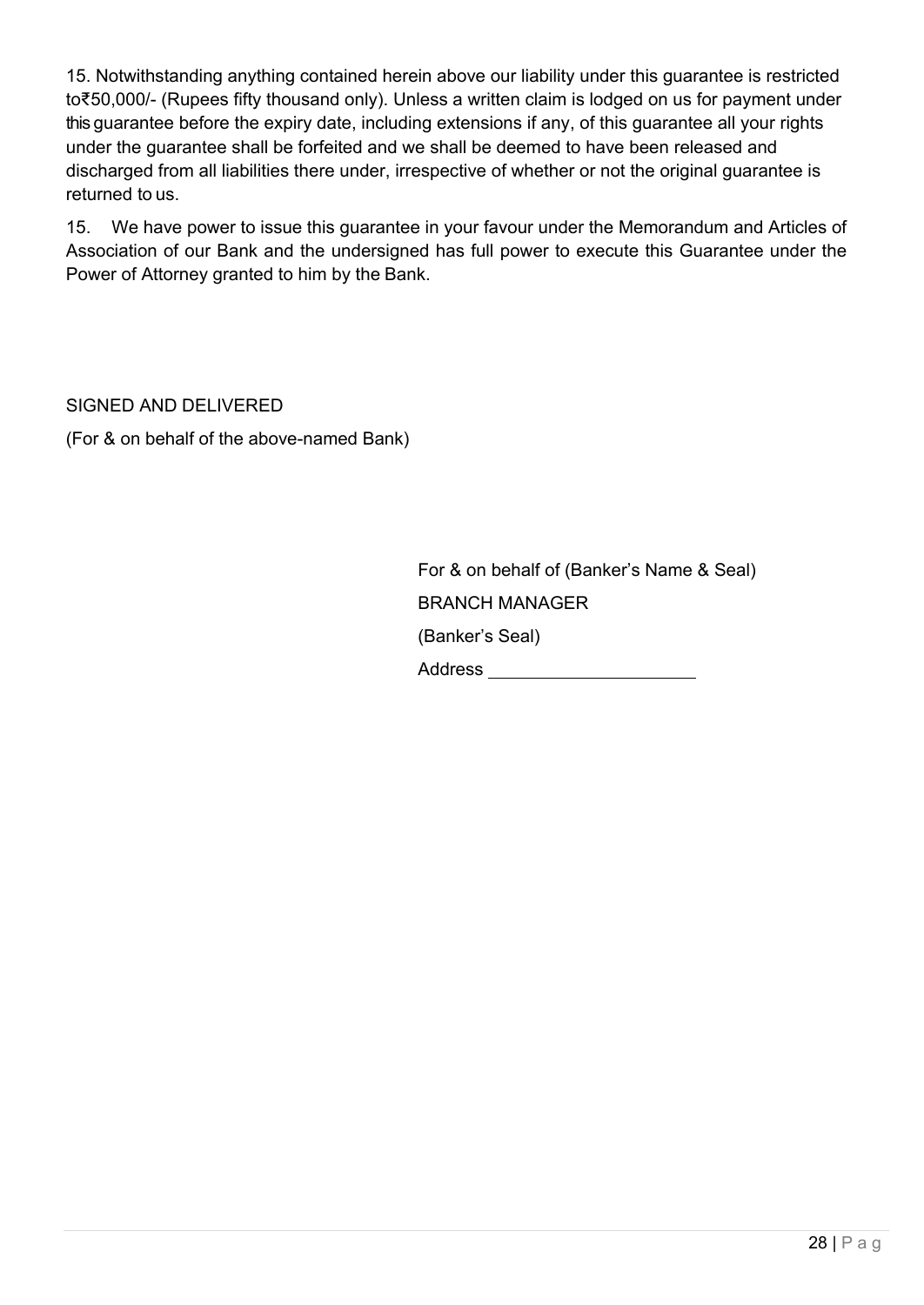15. Notwithstanding anything contained herein above our liability under this guarantee is restricted to₹50,000/- (Rupees fifty thousand only). Unless a written claim is lodged on us for payment under this guarantee before the expiry date, including extensions if any, of this guarantee all your rights under the guarantee shall be forfeited and we shall be deemed to have been released and discharged from all liabilities there under, irrespective of whether or not the original guarantee is returned to us.

15. We have power to issue this guarantee in your favour under the Memorandum and Articles of Association of our Bank and the undersigned has full power to execute this Guarantee under the Power of Attorney granted to him by the Bank.

SIGNED AND DELIVERED

(For & on behalf of the above-named Bank)

For & on behalf of (Banker's Name & Seal)

BRANCH MANAGER

(Banker's Seal)

Address ____________________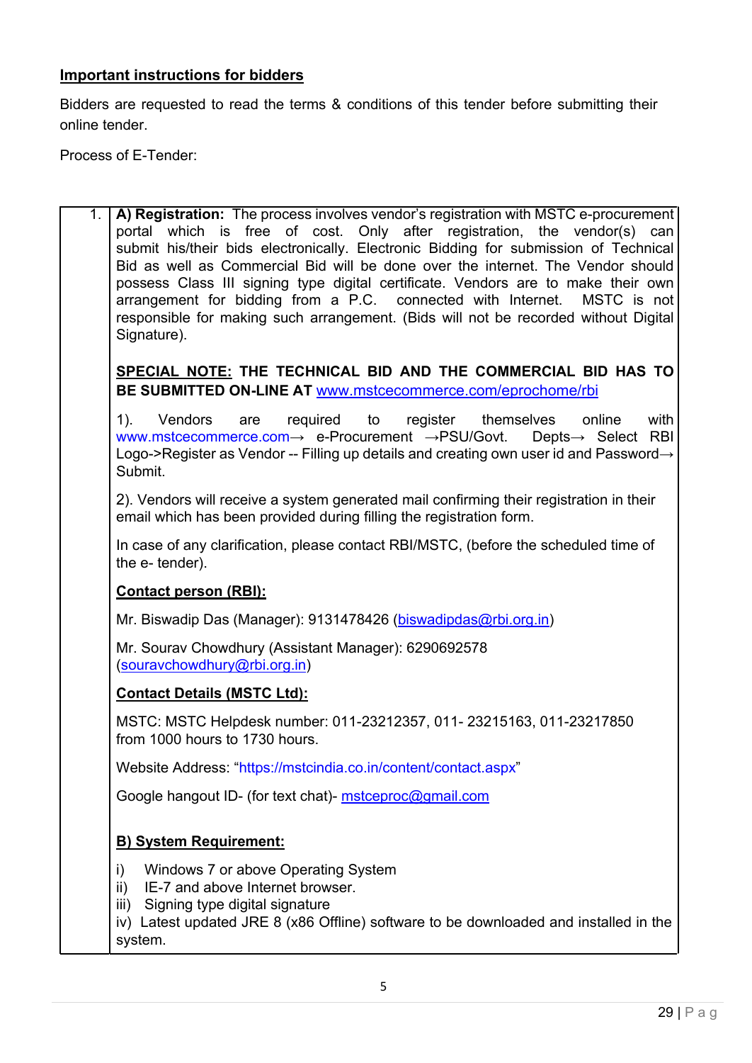**Important instructions for bidders**

Bidders are requested to read the terms & conditions of this tender before submitting their online tender.

Process of E-Tender:

| | |
|---|---|
| 1. | **A) Registration:** The process involves vendor's registration with MSTC e-procurement portal which is free of cost. Only after registration, the vendor(s) can submit his/their bids electronically. Electronic Bidding for submission of Technical Bid as well as Commercial Bid will be done over the internet. The Vendor should possess Class III signing type digital certificate. Vendors are to make their own arrangement for bidding from a P.C. connected with Internet. MSTC is not responsible for making such arrangement. (Bids will not be recorded without Digital Signature).<br><br>**SPECIAL NOTE: THE TECHNICAL BID AND THE COMMERCIAL BID HAS TO BE SUBMITTED ON-LINE AT** www.mstcecommerce.com/eprochome/rbi<br><br>1). Vendors are required to register themselves online with www.mstcecommerce.com→ e-Procurement →PSU/Govt. Depts→ Select RBI Logo->Register as Vendor -- Filling up details and creating own user id and Password→ Submit.<br><br>2). Vendors will receive a system generated mail confirming their registration in their email which has been provided during filling the registration form.<br><br>In case of any clarification, please contact RBI/MSTC, (before the scheduled time of the e- tender).<br><br>**Contact person (RBI):**<br><br>Mr. Biswadip Das (Manager): 9131478426 (biswadipdas@rbi.org.in)<br><br>Mr. Sourav Chowdhury (Assistant Manager): 6290692578 (souravchowdhury@rbi.org.in)<br><br>**Contact Details (MSTC Ltd):**<br><br>MSTC: MSTC Helpdesk number: 011-23212357, 011- 23215163, 011-23217850 from 1000 hours to 1730 hours.<br><br>Website Address: "https://mstcindia.co.in/content/contact.aspx"<br><br>Google hangout ID- (for text chat)- mstceproc@gmail.com<br><br>**B) System Requirement:**<br><br>i) Windows 7 or above Operating System<br>ii) IE-7 and above Internet browser.<br>iii) Signing type digital signature<br>iv) Latest updated JRE 8 (x86 Offline) software to be downloaded and installed in the system. |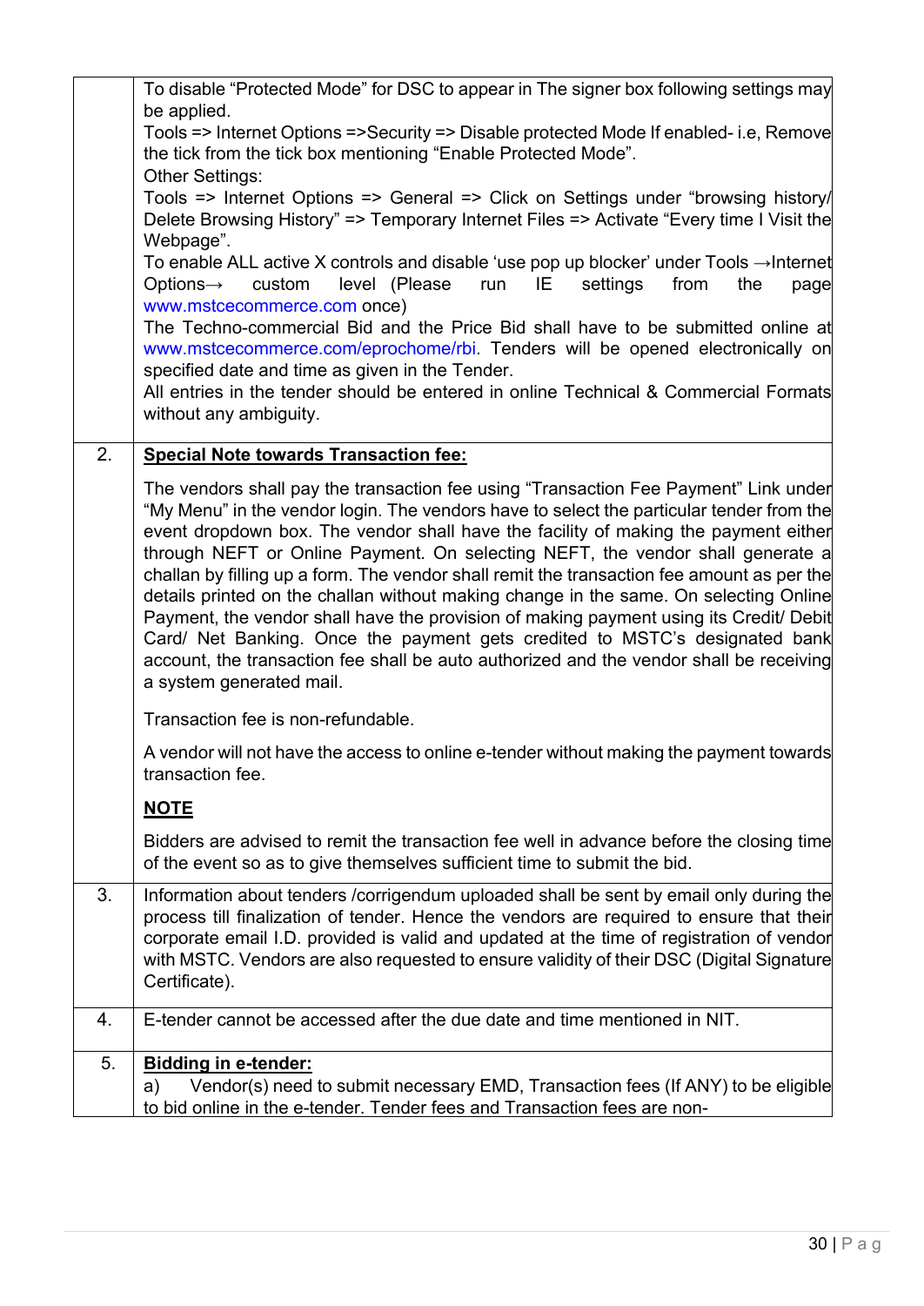| | |
|---|---|
| | To disable "Protected Mode" for DSC to appear in The signer box following settings may be applied.<br>Tools => Internet Options =>Security => Disable protected Mode If enabled- i.e, Remove the tick from the tick box mentioning "Enable Protected Mode".<br>Other Settings:<br>Tools => Internet Options => General => Click on Settings under "browsing history/ Delete Browsing History" => Temporary Internet Files => Activate "Every time I Visit the Webpage".<br>To enable ALL active X controls and disable 'use pop up blocker' under Tools →Internet Options→ custom level (Please run IE settings from the page www.mstcecommerce.com once)<br>The Techno-commercial Bid and the Price Bid shall have to be submitted online at www.mstcecommerce.com/eprochome/rbi. Tenders will be opened electronically on specified date and time as given in the Tender.<br>All entries in the tender should be entered in online Technical & Commercial Formats without any ambiguity. |
| 2. | **Special Note towards Transaction fee:**<br><br>The vendors shall pay the transaction fee using "Transaction Fee Payment" Link under "My Menu" in the vendor login. The vendors have to select the particular tender from the event dropdown box. The vendor shall have the facility of making the payment either through NEFT or Online Payment. On selecting NEFT, the vendor shall generate a challan by filling up a form. The vendor shall remit the transaction fee amount as per the details printed on the challan without making change in the same. On selecting Online Payment, the vendor shall have the provision of making payment using its Credit/ Debit Card/ Net Banking. Once the payment gets credited to MSTC's designated bank account, the transaction fee shall be auto authorized and the vendor shall be receiving a system generated mail.<br><br>Transaction fee is non-refundable.<br><br>A vendor will not have the access to online e-tender without making the payment towards transaction fee.<br><br>**NOTE**<br><br>Bidders are advised to remit the transaction fee well in advance before the closing time of the event so as to give themselves sufficient time to submit the bid. |
| 3. | Information about tenders /corrigendum uploaded shall be sent by email only during the process till finalization of tender. Hence the vendors are required to ensure that their corporate email I.D. provided is valid and updated at the time of registration of vendor with MSTC. Vendors are also requested to ensure validity of their DSC (Digital Signature Certificate). |
| 4. | E-tender cannot be accessed after the due date and time mentioned in NIT. |
| 5. | **Bidding in e-tender:**<br>a) Vendor(s) need to submit necessary EMD, Transaction fees (If ANY) to be eligible to bid online in the e-tender. Tender fees and Transaction fees are non- |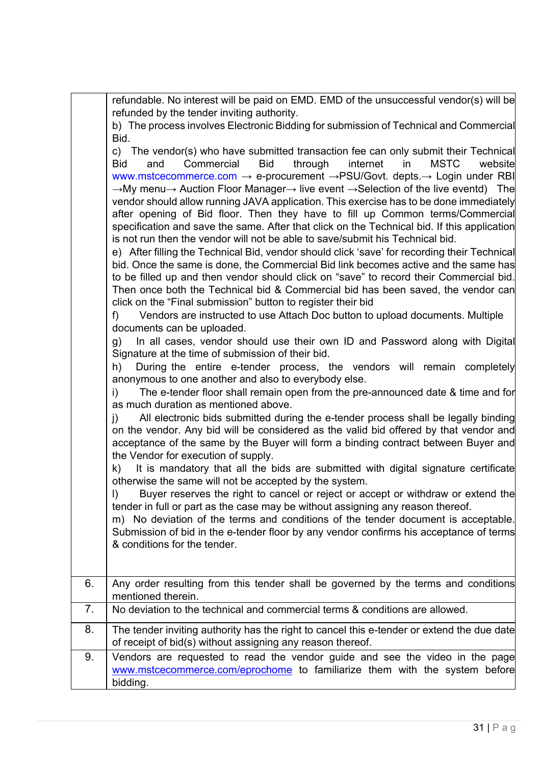| | |
|---|---|
| | refundable. No interest will be paid on EMD. EMD of the unsuccessful vendor(s) will be refunded by the tender inviting authority.<br>b) The process involves Electronic Bidding for submission of Technical and Commercial Bid.<br>c) The vendor(s) who have submitted transaction fee can only submit their Technical Bid and Commercial Bid through internet in MSTC website www.mstcecommerce.com → e-procurement →PSU/Govt. depts.→ Login under RBI →My menu→ Auction Floor Manager→ live event →Selection of the live eventd) The vendor should allow running JAVA application. This exercise has to be done immediately after opening of Bid floor. Then they have to fill up Common terms/Commercial specification and save the same. After that click on the Technical bid. If this application is not run then the vendor will not be able to save/submit his Technical bid.<br>e) After filling the Technical Bid, vendor should click 'save' for recording their Technical bid. Once the same is done, the Commercial Bid link becomes active and the same has to be filled up and then vendor should click on "save" to record their Commercial bid. Then once both the Technical bid & Commercial bid has been saved, the vendor can click on the "Final submission" button to register their bid<br>f) Vendors are instructed to use Attach Doc button to upload documents. Multiple documents can be uploaded.<br>g) In all cases, vendor should use their own ID and Password along with Digital Signature at the time of submission of their bid.<br>h) During the entire e-tender process, the vendors will remain completely anonymous to one another and also to everybody else.<br>i) The e-tender floor shall remain open from the pre-announced date & time and for as much duration as mentioned above.<br>j) All electronic bids submitted during the e-tender process shall be legally binding on the vendor. Any bid will be considered as the valid bid offered by that vendor and acceptance of the same by the Buyer will form a binding contract between Buyer and the Vendor for execution of supply.<br>k) It is mandatory that all the bids are submitted with digital signature certificate otherwise the same will not be accepted by the system.<br>l) Buyer reserves the right to cancel or reject or accept or withdraw or extend the tender in full or part as the case may be without assigning any reason thereof.<br>m) No deviation of the terms and conditions of the tender document is acceptable. Submission of bid in the e-tender floor by any vendor confirms his acceptance of terms & conditions for the tender. |
| 6. | Any order resulting from this tender shall be governed by the terms and conditions mentioned therein. |
| 7. | No deviation to the technical and commercial terms & conditions are allowed. |
| 8. | The tender inviting authority has the right to cancel this e-tender or extend the due date of receipt of bid(s) without assigning any reason thereof. |
| 9. | Vendors are requested to read the vendor guide and see the video in the page www.mstcecommerce.com/eprochome to familiarize them with the system before bidding. |